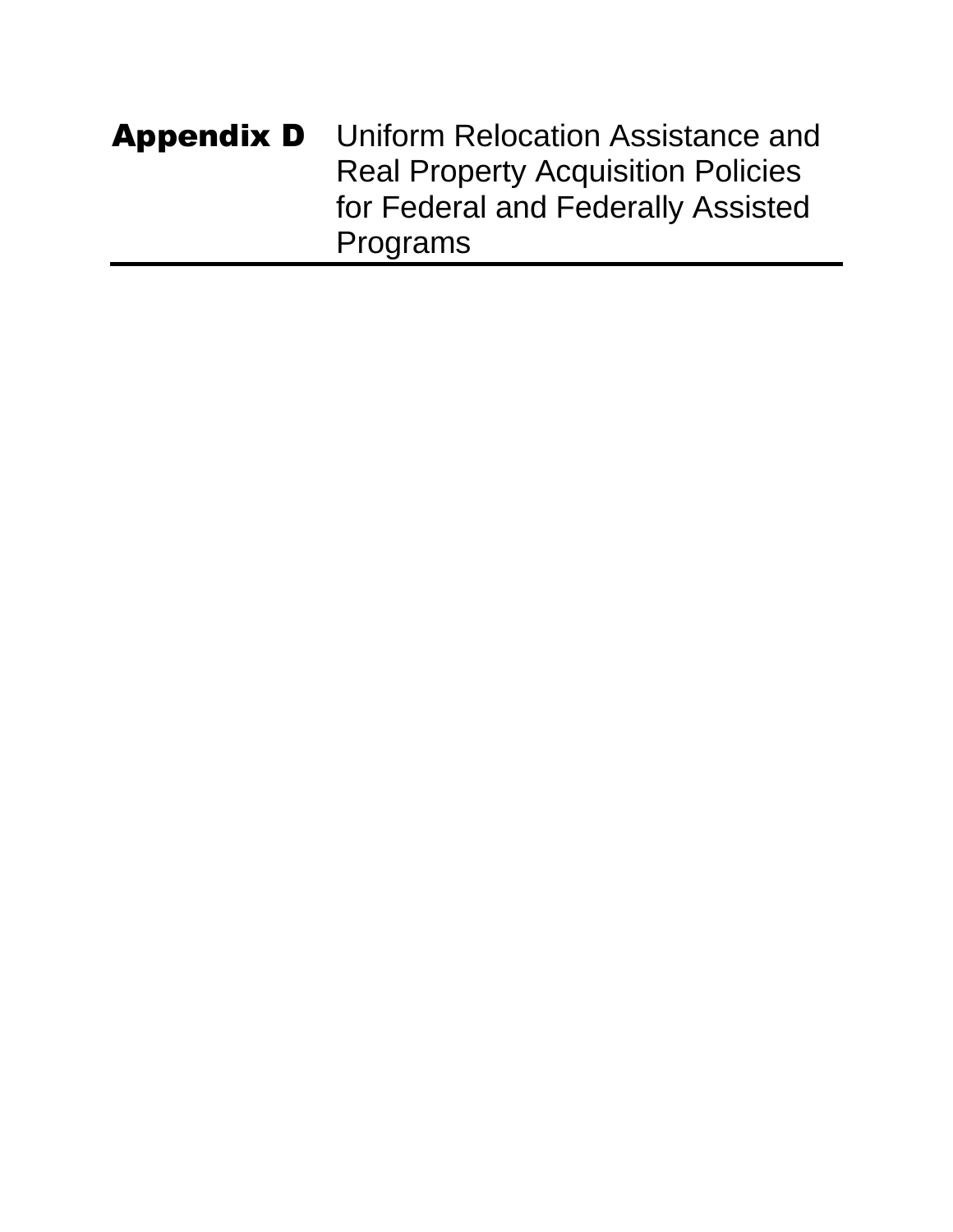# Appendix D Uniform Relocation Assistance and Real Property Acquisition Policies for Federal and Federally Assisted Programs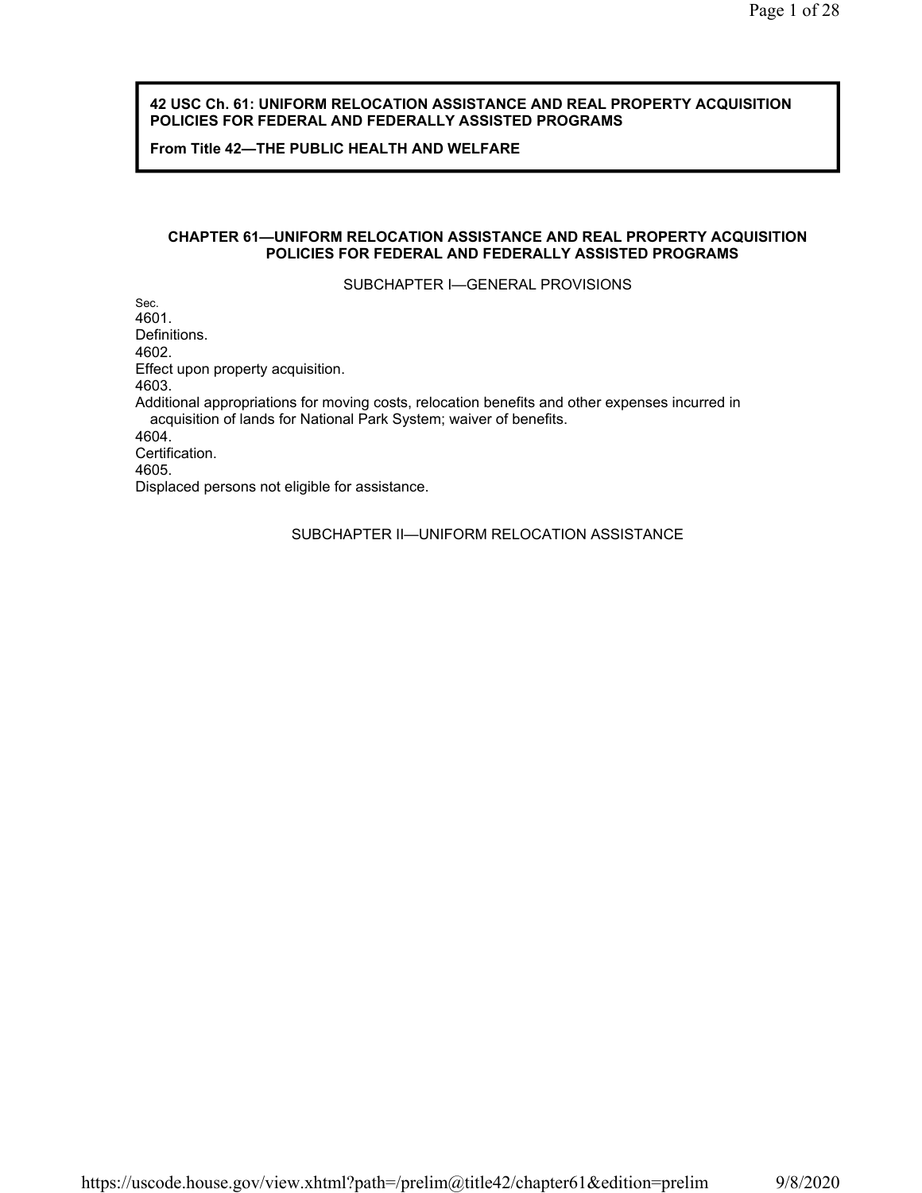**42 USC Ch. 61: UNIFORM RELOCATION ASSISTANCE AND REAL PROPERTY ACQUISITION POLICIES FOR FEDERAL AND FEDERALLY ASSISTED PROGRAMS**

**From Title 42—THE PUBLIC HEALTH AND WELFARE**

## CHAPTER 61—UNIFORM RELOCATION ASSISTANCE AND REAL PROPERTY ACQUISITION POLICIES FOR FEDERAL AND FEDERALLY ASSISTED PROGRAMS

### SUBCHAPTER I—GENERAL PROVISIONS

Sec.

4601.
Definitions.

4602.
Effect upon property acquisition.

4603.
Additional appropriations for moving costs, relocation benefits and other expenses incurred in acquisition of lands for National Park System; waiver of benefits.

4604.
Certification.

4605.
Displaced persons not eligible for assistance.

### SUBCHAPTER II—UNIFORM RELOCATION ASSISTANCE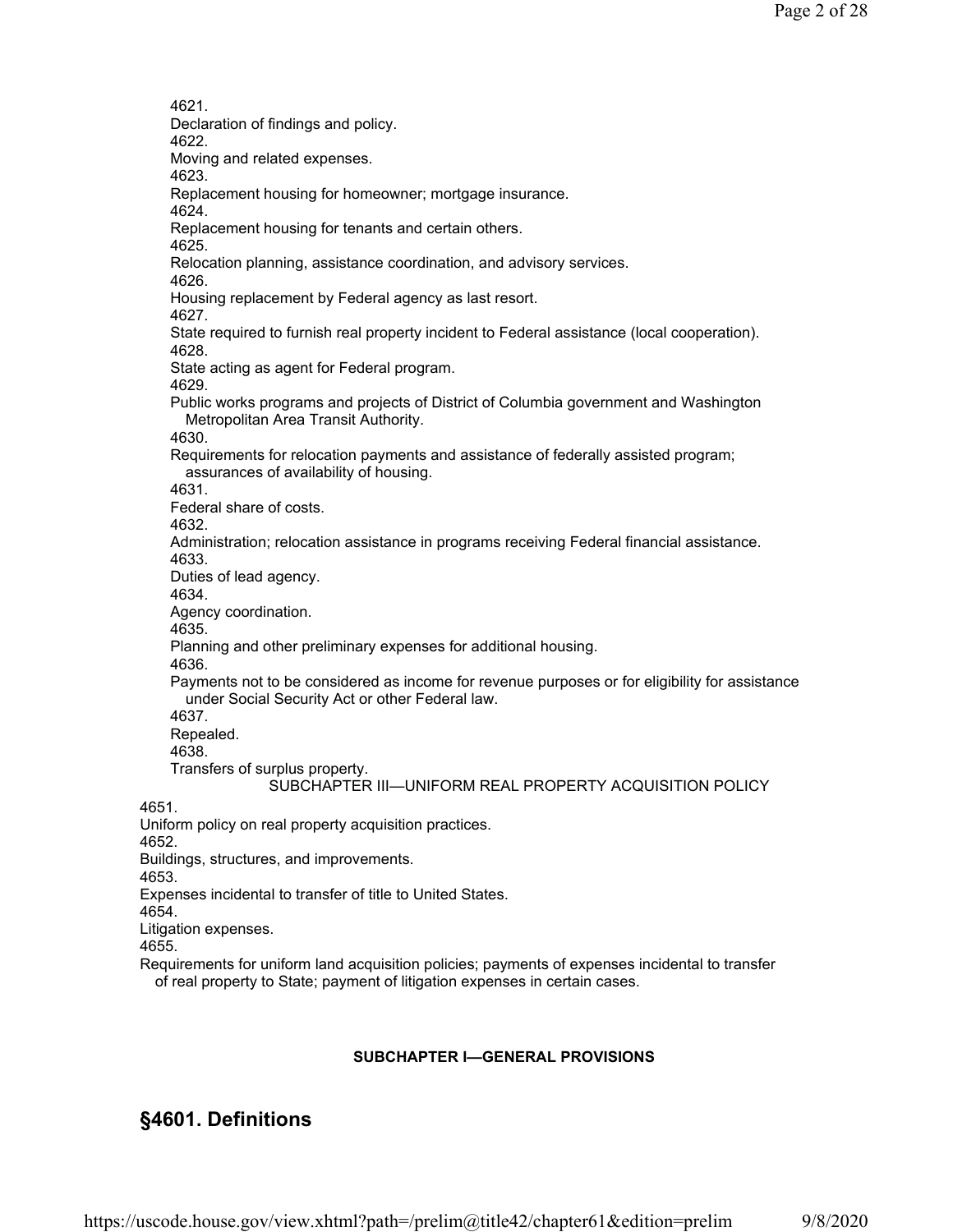4621.
Declaration of findings and policy.
4622.
Moving and related expenses.
4623.
Replacement housing for homeowner; mortgage insurance.
4624.
Replacement housing for tenants and certain others.
4625.
Relocation planning, assistance coordination, and advisory services.
4626.
Housing replacement by Federal agency as last resort.
4627.
State required to furnish real property incident to Federal assistance (local cooperation).
4628.
State acting as agent for Federal program.
4629.
Public works programs and projects of District of Columbia government and Washington Metropolitan Area Transit Authority.
4630.
Requirements for relocation payments and assistance of federally assisted program; assurances of availability of housing.
4631.
Federal share of costs.
4632.
Administration; relocation assistance in programs receiving Federal financial assistance.
4633.
Duties of lead agency.
4634.
Agency coordination.
4635.
Planning and other preliminary expenses for additional housing.
4636.
Payments not to be considered as income for revenue purposes or for eligibility for assistance under Social Security Act or other Federal law.
4637.
Repealed.
4638.
Transfers of surplus property.

SUBCHAPTER III—UNIFORM REAL PROPERTY ACQUISITION POLICY

4651.
Uniform policy on real property acquisition practices.
4652.
Buildings, structures, and improvements.
4653.
Expenses incidental to transfer of title to United States.
4654.
Litigation expenses.
4655.
Requirements for uniform land acquisition policies; payments of expenses incidental to transfer of real property to State; payment of litigation expenses in certain cases.

**SUBCHAPTER I—GENERAL PROVISIONS**

## §4601. Definitions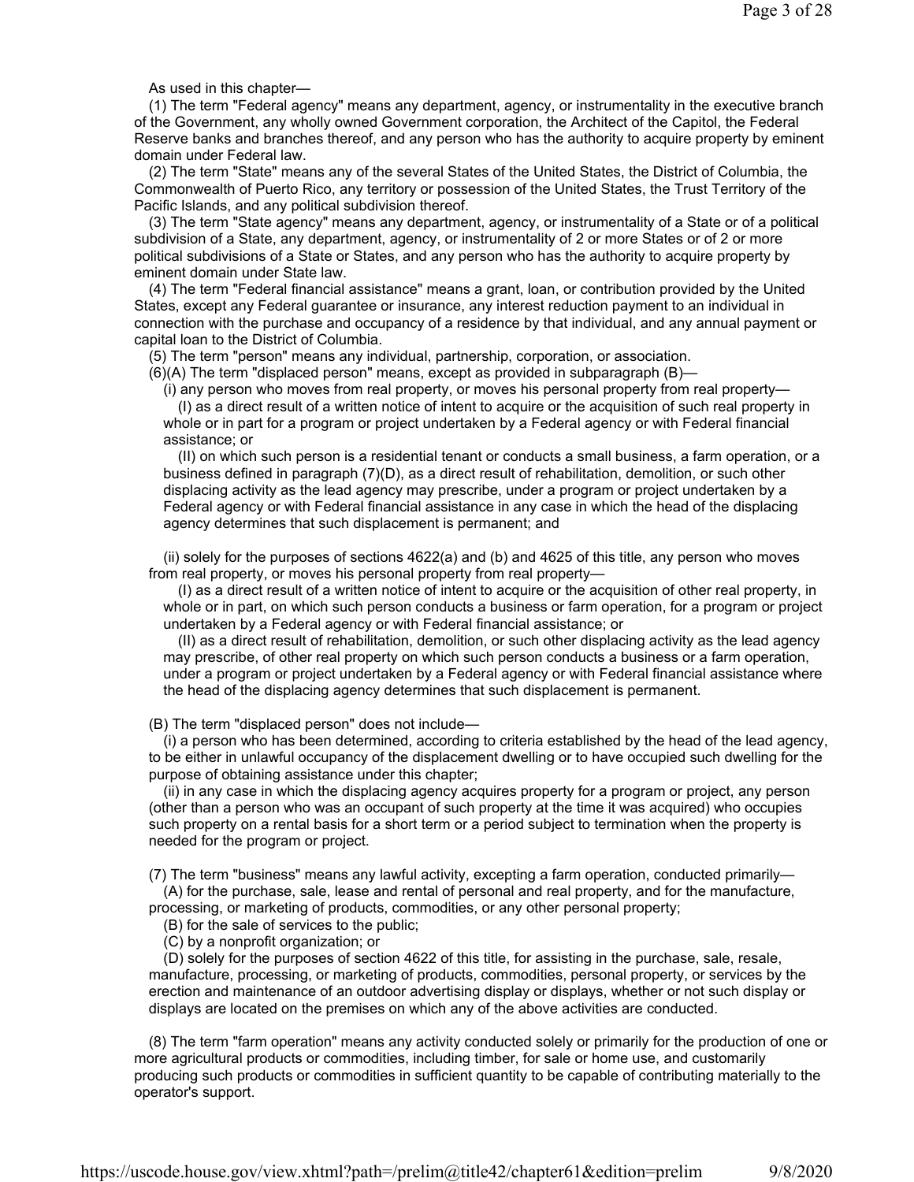As used in this chapter—

(1) The term "Federal agency" means any department, agency, or instrumentality in the executive branch of the Government, any wholly owned Government corporation, the Architect of the Capitol, the Federal Reserve banks and branches thereof, and any person who has the authority to acquire property by eminent domain under Federal law.

(2) The term "State" means any of the several States of the United States, the District of Columbia, the Commonwealth of Puerto Rico, any territory or possession of the United States, the Trust Territory of the Pacific Islands, and any political subdivision thereof.

(3) The term "State agency" means any department, agency, or instrumentality of a State or of a political subdivision of a State, any department, agency, or instrumentality of 2 or more States or of 2 or more political subdivisions of a State or States, and any person who has the authority to acquire property by eminent domain under State law.

(4) The term "Federal financial assistance" means a grant, loan, or contribution provided by the United States, except any Federal guarantee or insurance, any interest reduction payment to an individual in connection with the purchase and occupancy of a residence by that individual, and any annual payment or capital loan to the District of Columbia.

(5) The term "person" means any individual, partnership, corporation, or association.

(6)(A) The term "displaced person" means, except as provided in subparagraph (B)—

(i) any person who moves from real property, or moves his personal property from real property—

(I) as a direct result of a written notice of intent to acquire or the acquisition of such real property in whole or in part for a program or project undertaken by a Federal agency or with Federal financial assistance; or

(II) on which such person is a residential tenant or conducts a small business, a farm operation, or a business defined in paragraph (7)(D), as a direct result of rehabilitation, demolition, or such other displacing activity as the lead agency may prescribe, under a program or project undertaken by a Federal agency or with Federal financial assistance in any case in which the head of the displacing agency determines that such displacement is permanent; and

(ii) solely for the purposes of sections 4622(a) and (b) and 4625 of this title, any person who moves from real property, or moves his personal property from real property—

(I) as a direct result of a written notice of intent to acquire or the acquisition of other real property, in whole or in part, on which such person conducts a business or farm operation, for a program or project undertaken by a Federal agency or with Federal financial assistance; or

(II) as a direct result of rehabilitation, demolition, or such other displacing activity as the lead agency may prescribe, of other real property on which such person conducts a business or a farm operation, under a program or project undertaken by a Federal agency or with Federal financial assistance where the head of the displacing agency determines that such displacement is permanent.

(B) The term "displaced person" does not include—

(i) a person who has been determined, according to criteria established by the head of the lead agency, to be either in unlawful occupancy of the displacement dwelling or to have occupied such dwelling for the purpose of obtaining assistance under this chapter;

(ii) in any case in which the displacing agency acquires property for a program or project, any person (other than a person who was an occupant of such property at the time it was acquired) who occupies such property on a rental basis for a short term or a period subject to termination when the property is needed for the program or project.

(7) The term "business" means any lawful activity, excepting a farm operation, conducted primarily—

(A) for the purchase, sale, lease and rental of personal and real property, and for the manufacture, processing, or marketing of products, commodities, or any other personal property;

(B) for the sale of services to the public;

(C) by a nonprofit organization; or

(D) solely for the purposes of section 4622 of this title, for assisting in the purchase, sale, resale, manufacture, processing, or marketing of products, commodities, personal property, or services by the erection and maintenance of an outdoor advertising display or displays, whether or not such display or displays are located on the premises on which any of the above activities are conducted.

(8) The term "farm operation" means any activity conducted solely or primarily for the production of one or more agricultural products or commodities, including timber, for sale or home use, and customarily producing such products or commodities in sufficient quantity to be capable of contributing materially to the operator's support.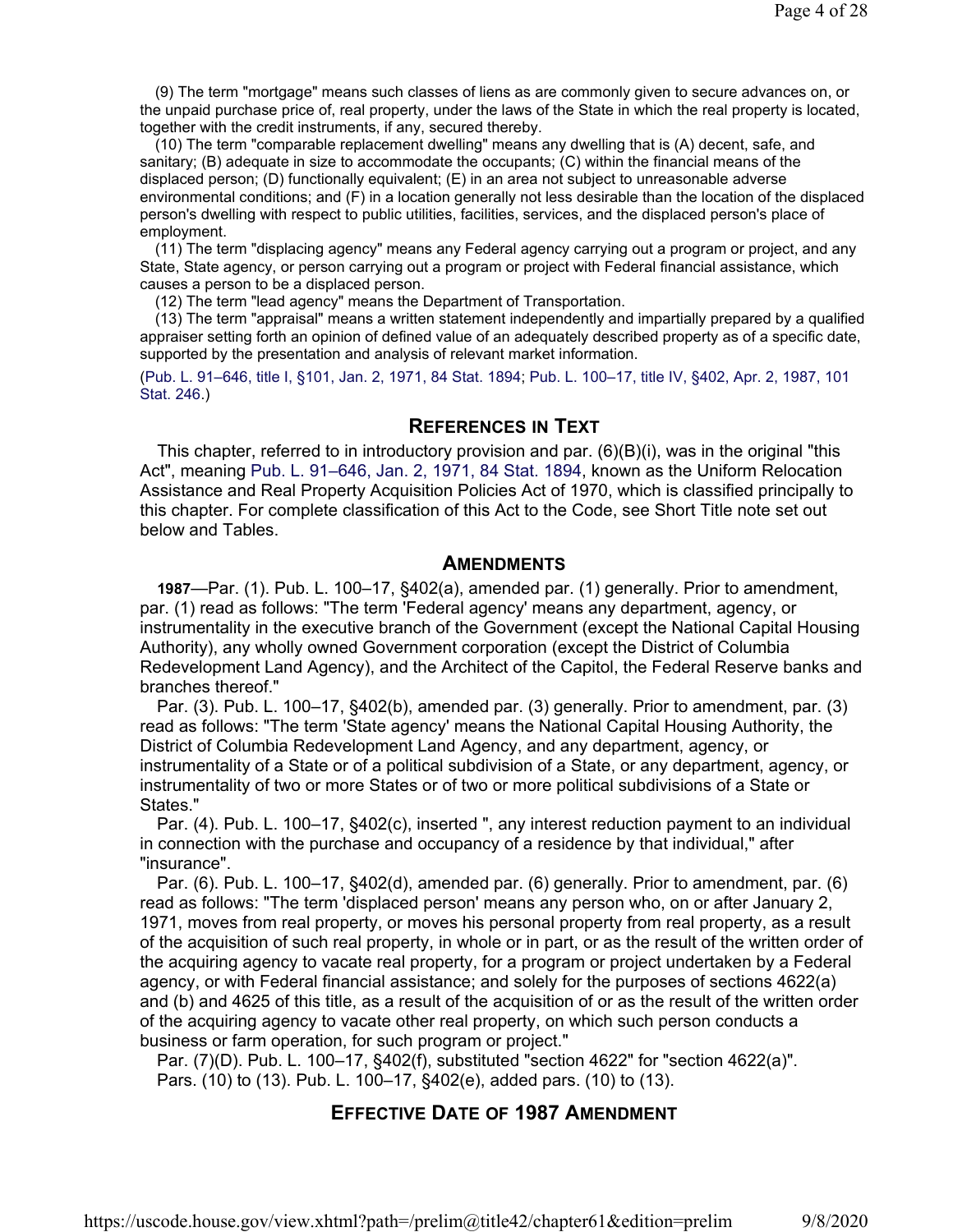(9) The term "mortgage" means such classes of liens as are commonly given to secure advances on, or the unpaid purchase price of, real property, under the laws of the State in which the real property is located, together with the credit instruments, if any, secured thereby.

(10) The term "comparable replacement dwelling" means any dwelling that is (A) decent, safe, and sanitary; (B) adequate in size to accommodate the occupants; (C) within the financial means of the displaced person; (D) functionally equivalent; (E) in an area not subject to unreasonable adverse environmental conditions; and (F) in a location generally not less desirable than the location of the displaced person's dwelling with respect to public utilities, facilities, services, and the displaced person's place of employment.

(11) The term "displacing agency" means any Federal agency carrying out a program or project, and any State, State agency, or person carrying out a program or project with Federal financial assistance, which causes a person to be a displaced person.

(12) The term "lead agency" means the Department of Transportation.

(13) The term "appraisal" means a written statement independently and impartially prepared by a qualified appraiser setting forth an opinion of defined value of an adequately described property as of a specific date, supported by the presentation and analysis of relevant market information.

(Pub. L. 91–646, title I, §101, Jan. 2, 1971, 84 Stat. 1894; Pub. L. 100–17, title IV, §402, Apr. 2, 1987, 101 Stat. 246.)

## References in Text

This chapter, referred to in introductory provision and par. (6)(B)(i), was in the original "this Act", meaning Pub. L. 91–646, Jan. 2, 1971, 84 Stat. 1894, known as the Uniform Relocation Assistance and Real Property Acquisition Policies Act of 1970, which is classified principally to this chapter. For complete classification of this Act to the Code, see Short Title note set out below and Tables.

## Amendments

**1987**—Par. (1). Pub. L. 100–17, §402(a), amended par. (1) generally. Prior to amendment, par. (1) read as follows: "The term 'Federal agency' means any department, agency, or instrumentality in the executive branch of the Government (except the National Capital Housing Authority), any wholly owned Government corporation (except the District of Columbia Redevelopment Land Agency), and the Architect of the Capitol, the Federal Reserve banks and branches thereof."

Par. (3). Pub. L. 100–17, §402(b), amended par. (3) generally. Prior to amendment, par. (3) read as follows: "The term 'State agency' means the National Capital Housing Authority, the District of Columbia Redevelopment Land Agency, and any department, agency, or instrumentality of a State or of a political subdivision of a State, or any department, agency, or instrumentality of two or more States or of two or more political subdivisions of a State or States."

Par. (4). Pub. L. 100–17, §402(c), inserted ", any interest reduction payment to an individual in connection with the purchase and occupancy of a residence by that individual," after "insurance".

Par. (6). Pub. L. 100–17, §402(d), amended par. (6) generally. Prior to amendment, par. (6) read as follows: "The term 'displaced person' means any person who, on or after January 2, 1971, moves from real property, or moves his personal property from real property, as a result of the acquisition of such real property, in whole or in part, or as the result of the written order of the acquiring agency to vacate real property, for a program or project undertaken by a Federal agency, or with Federal financial assistance; and solely for the purposes of sections 4622(a) and (b) and 4625 of this title, as a result of the acquisition of or as the result of the written order of the acquiring agency to vacate other real property, on which such person conducts a business or farm operation, for such program or project."

Par. (7)(D). Pub. L. 100–17, §402(f), substituted "section 4622" for "section 4622(a)".

Pars. (10) to (13). Pub. L. 100–17, §402(e), added pars. (10) to (13).

## Effective Date of 1987 Amendment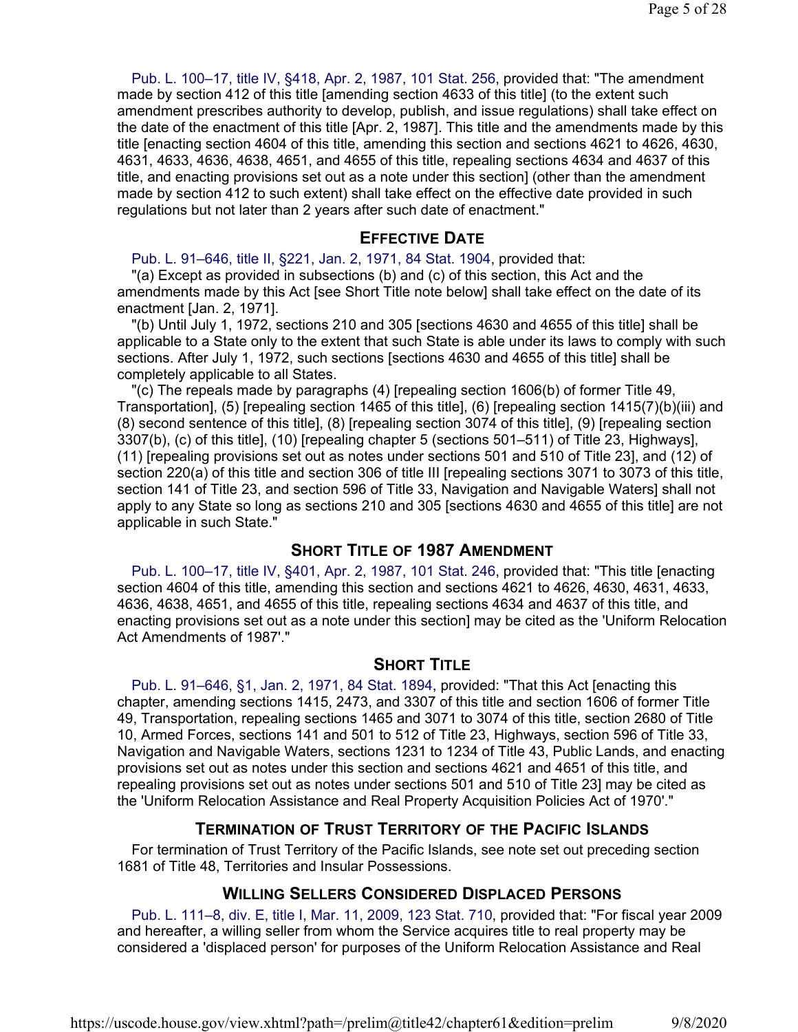Pub. L. 100–17, title IV, §418, Apr. 2, 1987, 101 Stat. 256, provided that: "The amendment made by section 412 of this title [amending section 4633 of this title] (to the extent such amendment prescribes authority to develop, publish, and issue regulations) shall take effect on the date of the enactment of this title [Apr. 2, 1987]. This title and the amendments made by this title [enacting section 4604 of this title, amending this section and sections 4621 to 4626, 4630, 4631, 4633, 4636, 4638, 4651, and 4655 of this title, repealing sections 4634 and 4637 of this title, and enacting provisions set out as a note under this section] (other than the amendment made by section 412 to such extent) shall take effect on the effective date provided in such regulations but not later than 2 years after such date of enactment."

## Effective Date

Pub. L. 91–646, title II, §221, Jan. 2, 1971, 84 Stat. 1904, provided that:

"(a) Except as provided in subsections (b) and (c) of this section, this Act and the amendments made by this Act [see Short Title note below] shall take effect on the date of its enactment [Jan. 2, 1971].

"(b) Until July 1, 1972, sections 210 and 305 [sections 4630 and 4655 of this title] shall be applicable to a State only to the extent that such State is able under its laws to comply with such sections. After July 1, 1972, such sections [sections 4630 and 4655 of this title] shall be completely applicable to all States.

"(c) The repeals made by paragraphs (4) [repealing section 1606(b) of former Title 49, Transportation], (5) [repealing section 1465 of this title], (6) [repealing section 1415(7)(b)(iii) and (8) second sentence of this title], (8) [repealing section 3074 of this title], (9) [repealing section 3307(b), (c) of this title], (10) [repealing chapter 5 (sections 501–511) of Title 23, Highways], (11) [repealing provisions set out as notes under sections 501 and 510 of Title 23], and (12) of section 220(a) of this title and section 306 of title III [repealing sections 3071 to 3073 of this title, section 141 of Title 23, and section 596 of Title 33, Navigation and Navigable Waters] shall not apply to any State so long as sections 210 and 305 [sections 4630 and 4655 of this title] are not applicable in such State."

## Short Title of 1987 Amendment

Pub. L. 100–17, title IV, §401, Apr. 2, 1987, 101 Stat. 246, provided that: "This title [enacting section 4604 of this title, amending this section and sections 4621 to 4626, 4630, 4631, 4633, 4636, 4638, 4651, and 4655 of this title, repealing sections 4634 and 4637 of this title, and enacting provisions set out as a note under this section] may be cited as the 'Uniform Relocation Act Amendments of 1987'."

## Short Title

Pub. L. 91–646, §1, Jan. 2, 1971, 84 Stat. 1894, provided: "That this Act [enacting this chapter, amending sections 1415, 2473, and 3307 of this title and section 1606 of former Title 49, Transportation, repealing sections 1465 and 3071 to 3074 of this title, section 2680 of Title 10, Armed Forces, sections 141 and 501 to 512 of Title 23, Highways, section 596 of Title 33, Navigation and Navigable Waters, sections 1231 to 1234 of Title 43, Public Lands, and enacting provisions set out as notes under this section and sections 4621 and 4651 of this title, and repealing provisions set out as notes under sections 501 and 510 of Title 23] may be cited as the 'Uniform Relocation Assistance and Real Property Acquisition Policies Act of 1970'."

## Termination of Trust Territory of the Pacific Islands

For termination of Trust Territory of the Pacific Islands, see note set out preceding section 1681 of Title 48, Territories and Insular Possessions.

## Willing Sellers Considered Displaced Persons

Pub. L. 111–8, div. E, title I, Mar. 11, 2009, 123 Stat. 710, provided that: "For fiscal year 2009 and hereafter, a willing seller from whom the Service acquires title to real property may be considered a 'displaced person' for purposes of the Uniform Relocation Assistance and Real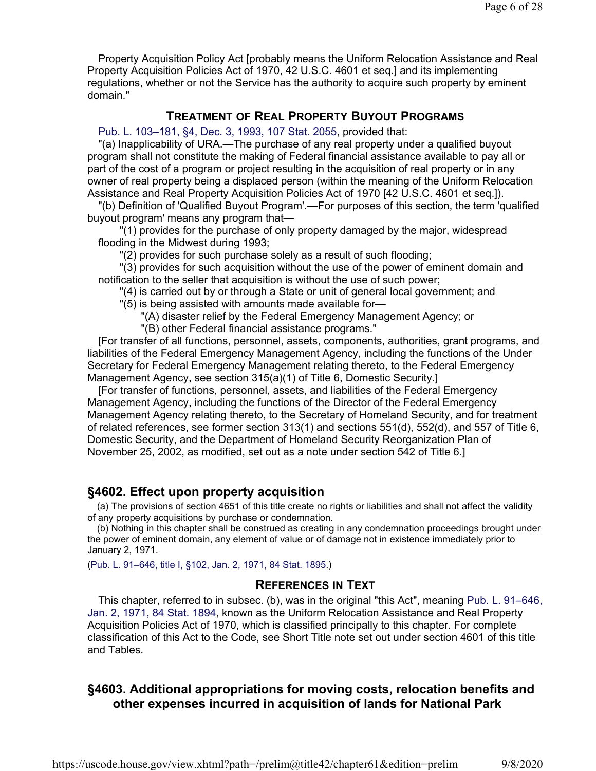Property Acquisition Policy Act [probably means the Uniform Relocation Assistance and Real Property Acquisition Policies Act of 1970, 42 U.S.C. 4601 et seq.] and its implementing regulations, whether or not the Service has the authority to acquire such property by eminent domain."

### TREATMENT OF REAL PROPERTY BUYOUT PROGRAMS

Pub. L. 103–181, §4, Dec. 3, 1993, 107 Stat. 2055, provided that:

"(a) Inapplicability of URA.—The purchase of any real property under a qualified buyout program shall not constitute the making of Federal financial assistance available to pay all or part of the cost of a program or project resulting in the acquisition of real property or in any owner of real property being a displaced person (within the meaning of the Uniform Relocation Assistance and Real Property Acquisition Policies Act of 1970 [42 U.S.C. 4601 et seq.]).

"(b) Definition of 'Qualified Buyout Program'.—For purposes of this section, the term 'qualified buyout program' means any program that—

"(1) provides for the purchase of only property damaged by the major, widespread flooding in the Midwest during 1993;

"(2) provides for such purchase solely as a result of such flooding;

"(3) provides for such acquisition without the use of the power of eminent domain and notification to the seller that acquisition is without the use of such power;

"(4) is carried out by or through a State or unit of general local government; and

"(5) is being assisted with amounts made available for—

"(A) disaster relief by the Federal Emergency Management Agency; or

"(B) other Federal financial assistance programs."

[For transfer of all functions, personnel, assets, components, authorities, grant programs, and liabilities of the Federal Emergency Management Agency, including the functions of the Under Secretary for Federal Emergency Management relating thereto, to the Federal Emergency Management Agency, see section 315(a)(1) of Title 6, Domestic Security.]

[For transfer of functions, personnel, assets, and liabilities of the Federal Emergency Management Agency, including the functions of the Director of the Federal Emergency Management Agency relating thereto, to the Secretary of Homeland Security, and for treatment of related references, see former section 313(1) and sections 551(d), 552(d), and 557 of Title 6, Domestic Security, and the Department of Homeland Security Reorganization Plan of November 25, 2002, as modified, set out as a note under section 542 of Title 6.]

## §4602. Effect upon property acquisition

(a) The provisions of section 4651 of this title create no rights or liabilities and shall not affect the validity of any property acquisitions by purchase or condemnation.

(b) Nothing in this chapter shall be construed as creating in any condemnation proceedings brought under the power of eminent domain, any element of value or of damage not in existence immediately prior to January 2, 1971.

(Pub. L. 91–646, title I, §102, Jan. 2, 1971, 84 Stat. 1895.)

### REFERENCES IN TEXT

This chapter, referred to in subsec. (b), was in the original "this Act", meaning Pub. L. 91–646, Jan. 2, 1971, 84 Stat. 1894, known as the Uniform Relocation Assistance and Real Property Acquisition Policies Act of 1970, which is classified principally to this chapter. For complete classification of this Act to the Code, see Short Title note set out under section 4601 of this title and Tables.

## §4603. Additional appropriations for moving costs, relocation benefits and other expenses incurred in acquisition of lands for National Park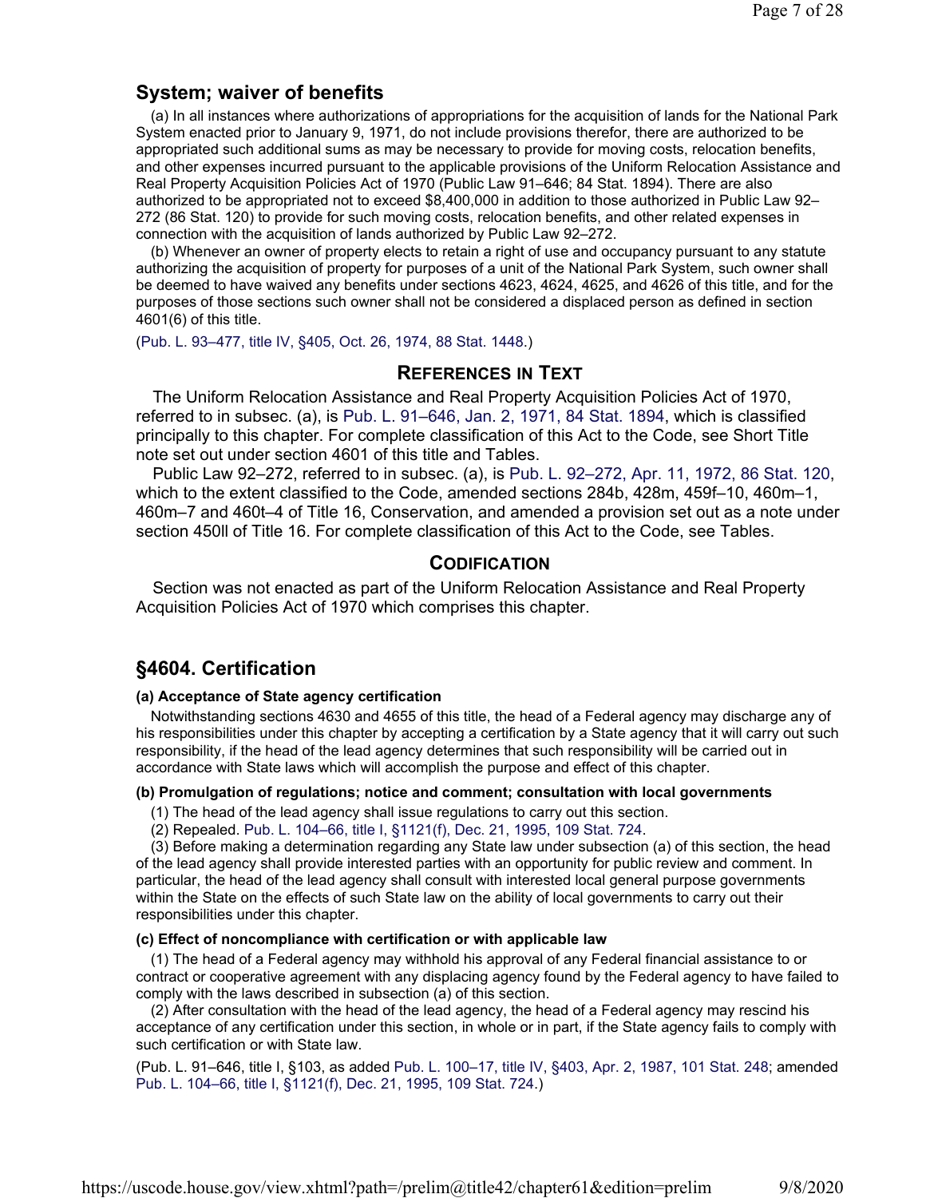## System; waiver of benefits

(a) In all instances where authorizations of appropriations for the acquisition of lands for the National Park System enacted prior to January 9, 1971, do not include provisions therefor, there are authorized to be appropriated such additional sums as may be necessary to provide for moving costs, relocation benefits, and other expenses incurred pursuant to the applicable provisions of the Uniform Relocation Assistance and Real Property Acquisition Policies Act of 1970 (Public Law 91–646; 84 Stat. 1894). There are also authorized to be appropriated not to exceed $8,400,000 in addition to those authorized in Public Law 92–272 (86 Stat. 120) to provide for such moving costs, relocation benefits, and other related expenses in connection with the acquisition of lands authorized by Public Law 92–272.

(b) Whenever an owner of property elects to retain a right of use and occupancy pursuant to any statute authorizing the acquisition of property for purposes of a unit of the National Park System, such owner shall be deemed to have waived any benefits under sections 4623, 4624, 4625, and 4626 of this title, and for the purposes of those sections such owner shall not be considered a displaced person as defined in section 4601(6) of this title.

(Pub. L. 93–477, title IV, §405, Oct. 26, 1974, 88 Stat. 1448.)

### References in Text

The Uniform Relocation Assistance and Real Property Acquisition Policies Act of 1970, referred to in subsec. (a), is Pub. L. 91–646, Jan. 2, 1971, 84 Stat. 1894, which is classified principally to this chapter. For complete classification of this Act to the Code, see Short Title note set out under section 4601 of this title and Tables.

Public Law 92–272, referred to in subsec. (a), is Pub. L. 92–272, Apr. 11, 1972, 86 Stat. 120, which to the extent classified to the Code, amended sections 284b, 428m, 459f–10, 460m–1, 460m–7 and 460t–4 of Title 16, Conservation, and amended a provision set out as a note under section 450ll of Title 16. For complete classification of this Act to the Code, see Tables.

### Codification

Section was not enacted as part of the Uniform Relocation Assistance and Real Property Acquisition Policies Act of 1970 which comprises this chapter.

## §4604. Certification

#### (a) Acceptance of State agency certification

Notwithstanding sections 4630 and 4655 of this title, the head of a Federal agency may discharge any of his responsibilities under this chapter by accepting a certification by a State agency that it will carry out such responsibility, if the head of the lead agency determines that such responsibility will be carried out in accordance with State laws which will accomplish the purpose and effect of this chapter.

#### (b) Promulgation of regulations; notice and comment; consultation with local governments

(1) The head of the lead agency shall issue regulations to carry out this section.

(2) Repealed. Pub. L. 104–66, title I, §1121(f), Dec. 21, 1995, 109 Stat. 724.

(3) Before making a determination regarding any State law under subsection (a) of this section, the head of the lead agency shall provide interested parties with an opportunity for public review and comment. In particular, the head of the lead agency shall consult with interested local general purpose governments within the State on the effects of such State law on the ability of local governments to carry out their responsibilities under this chapter.

#### (c) Effect of noncompliance with certification or with applicable law

(1) The head of a Federal agency may withhold his approval of any Federal financial assistance to or contract or cooperative agreement with any displacing agency found by the Federal agency to have failed to comply with the laws described in subsection (a) of this section.

(2) After consultation with the head of the lead agency, the head of a Federal agency may rescind his acceptance of any certification under this section, in whole or in part, if the State agency fails to comply with such certification or with State law.

(Pub. L. 91–646, title I, §103, as added Pub. L. 100–17, title IV, §403, Apr. 2, 1987, 101 Stat. 248; amended Pub. L. 104–66, title I, §1121(f), Dec. 21, 1995, 109 Stat. 724.)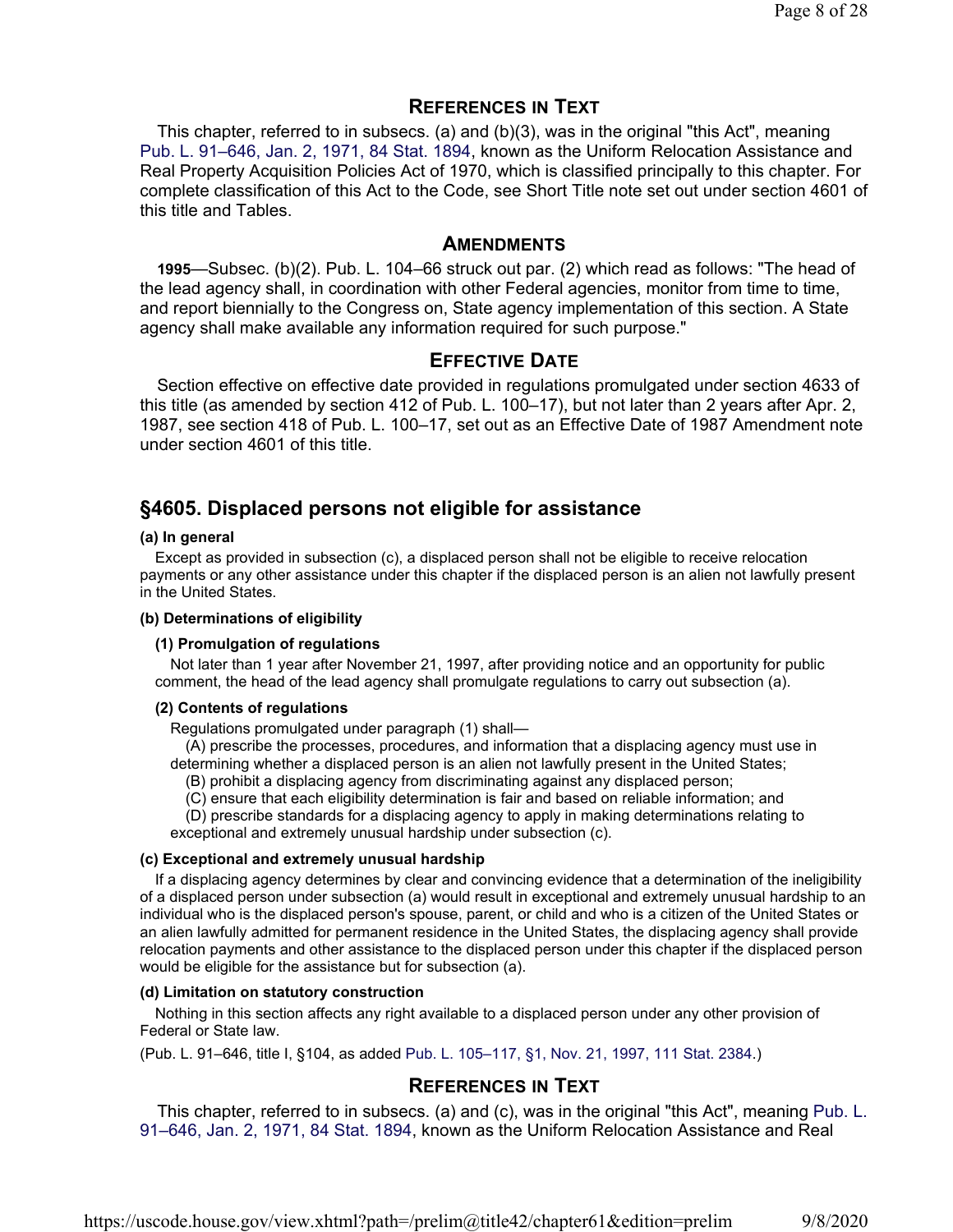## References in Text

This chapter, referred to in subsecs. (a) and (b)(3), was in the original "this Act", meaning Pub. L. 91–646, Jan. 2, 1971, 84 Stat. 1894, known as the Uniform Relocation Assistance and Real Property Acquisition Policies Act of 1970, which is classified principally to this chapter. For complete classification of this Act to the Code, see Short Title note set out under section 4601 of this title and Tables.

## Amendments

**1995**—Subsec. (b)(2). Pub. L. 104–66 struck out par. (2) which read as follows: "The head of the lead agency shall, in coordination with other Federal agencies, monitor from time to time, and report biennially to the Congress on, State agency implementation of this section. A State agency shall make available any information required for such purpose."

## Effective Date

Section effective on effective date provided in regulations promulgated under section 4633 of this title (as amended by section 412 of Pub. L. 100–17), but not later than 2 years after Apr. 2, 1987, see section 418 of Pub. L. 100–17, set out as an Effective Date of 1987 Amendment note under section 4601 of this title.

## §4605. Displaced persons not eligible for assistance

**(a) In general**

Except as provided in subsection (c), a displaced person shall not be eligible to receive relocation payments or any other assistance under this chapter if the displaced person is an alien not lawfully present in the United States.

**(b) Determinations of eligibility**

**(1) Promulgation of regulations**

Not later than 1 year after November 21, 1997, after providing notice and an opportunity for public comment, the head of the lead agency shall promulgate regulations to carry out subsection (a).

**(2) Contents of regulations**

Regulations promulgated under paragraph (1) shall—

(A) prescribe the processes, procedures, and information that a displacing agency must use in determining whether a displaced person is an alien not lawfully present in the United States;

(B) prohibit a displacing agency from discriminating against any displaced person;

(C) ensure that each eligibility determination is fair and based on reliable information; and

(D) prescribe standards for a displacing agency to apply in making determinations relating to exceptional and extremely unusual hardship under subsection (c).

**(c) Exceptional and extremely unusual hardship**

If a displacing agency determines by clear and convincing evidence that a determination of the ineligibility of a displaced person under subsection (a) would result in exceptional and extremely unusual hardship to an individual who is the displaced person's spouse, parent, or child and who is a citizen of the United States or an alien lawfully admitted for permanent residence in the United States, the displacing agency shall provide relocation payments and other assistance to the displaced person under this chapter if the displaced person would be eligible for the assistance but for subsection (a).

**(d) Limitation on statutory construction**

Nothing in this section affects any right available to a displaced person under any other provision of Federal or State law.

(Pub. L. 91–646, title I, §104, as added Pub. L. 105–117, §1, Nov. 21, 1997, 111 Stat. 2384.)

## References in Text

This chapter, referred to in subsecs. (a) and (c), was in the original "this Act", meaning Pub. L. 91–646, Jan. 2, 1971, 84 Stat. 1894, known as the Uniform Relocation Assistance and Real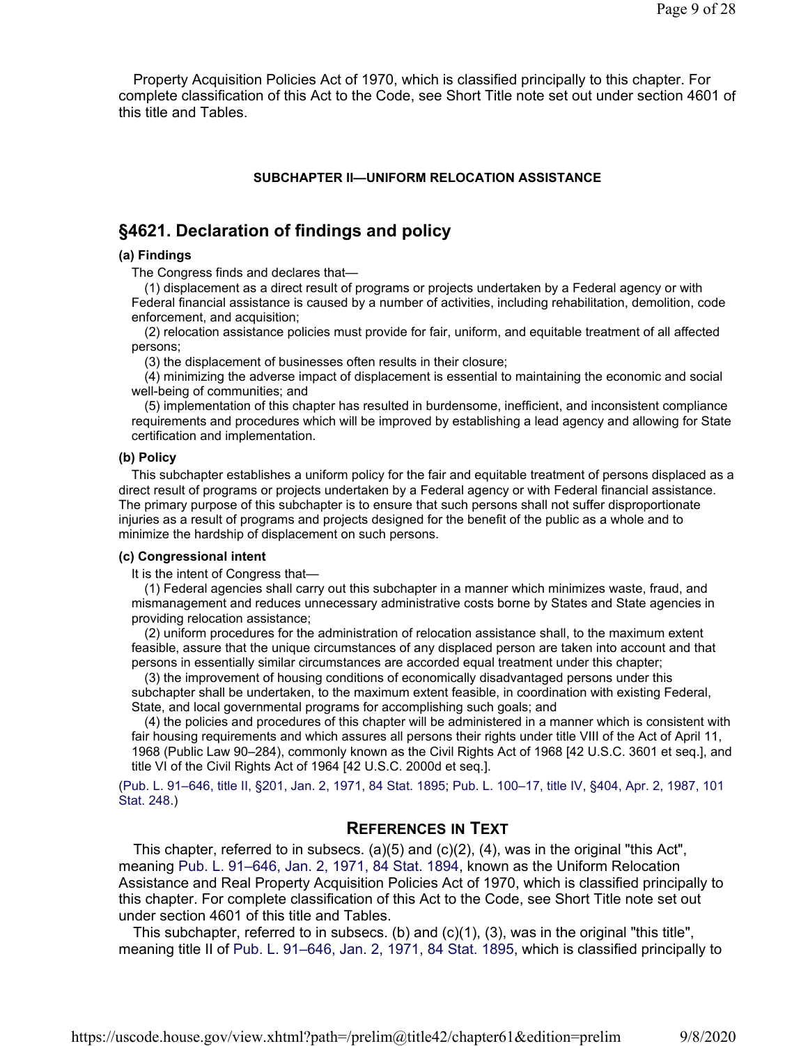Property Acquisition Policies Act of 1970, which is classified principally to this chapter. For complete classification of this Act to the Code, see Short Title note set out under section 4601 of this title and Tables.

#### SUBCHAPTER II—UNIFORM RELOCATION ASSISTANCE

## §4621. Declaration of findings and policy

**(a) Findings**

The Congress finds and declares that—

(1) displacement as a direct result of programs or projects undertaken by a Federal agency or with Federal financial assistance is caused by a number of activities, including rehabilitation, demolition, code enforcement, and acquisition;

(2) relocation assistance policies must provide for fair, uniform, and equitable treatment of all affected persons;

(3) the displacement of businesses often results in their closure;

(4) minimizing the adverse impact of displacement is essential to maintaining the economic and social well-being of communities; and

(5) implementation of this chapter has resulted in burdensome, inefficient, and inconsistent compliance requirements and procedures which will be improved by establishing a lead agency and allowing for State certification and implementation.

**(b) Policy**

This subchapter establishes a uniform policy for the fair and equitable treatment of persons displaced as a direct result of programs or projects undertaken by a Federal agency or with Federal financial assistance. The primary purpose of this subchapter is to ensure that such persons shall not suffer disproportionate injuries as a result of programs and projects designed for the benefit of the public as a whole and to minimize the hardship of displacement on such persons.

**(c) Congressional intent**

It is the intent of Congress that—

(1) Federal agencies shall carry out this subchapter in a manner which minimizes waste, fraud, and mismanagement and reduces unnecessary administrative costs borne by States and State agencies in providing relocation assistance;

(2) uniform procedures for the administration of relocation assistance shall, to the maximum extent feasible, assure that the unique circumstances of any displaced person are taken into account and that persons in essentially similar circumstances are accorded equal treatment under this chapter;

(3) the improvement of housing conditions of economically disadvantaged persons under this subchapter shall be undertaken, to the maximum extent feasible, in coordination with existing Federal, State, and local governmental programs for accomplishing such goals; and

(4) the policies and procedures of this chapter will be administered in a manner which is consistent with fair housing requirements and which assures all persons their rights under title VIII of the Act of April 11, 1968 (Public Law 90–284), commonly known as the Civil Rights Act of 1968 [42 U.S.C. 3601 et seq.], and title VI of the Civil Rights Act of 1964 [42 U.S.C. 2000d et seq.].

(Pub. L. 91–646, title II, §201, Jan. 2, 1971, 84 Stat. 1895; Pub. L. 100–17, title IV, §404, Apr. 2, 1987, 101 Stat. 248.)

### REFERENCES IN TEXT

This chapter, referred to in subsecs. (a)(5) and (c)(2), (4), was in the original "this Act", meaning Pub. L. 91–646, Jan. 2, 1971, 84 Stat. 1894, known as the Uniform Relocation Assistance and Real Property Acquisition Policies Act of 1970, which is classified principally to this chapter. For complete classification of this Act to the Code, see Short Title note set out under section 4601 of this title and Tables.

This subchapter, referred to in subsecs. (b) and (c)(1), (3), was in the original "this title", meaning title II of Pub. L. 91–646, Jan. 2, 1971, 84 Stat. 1895, which is classified principally to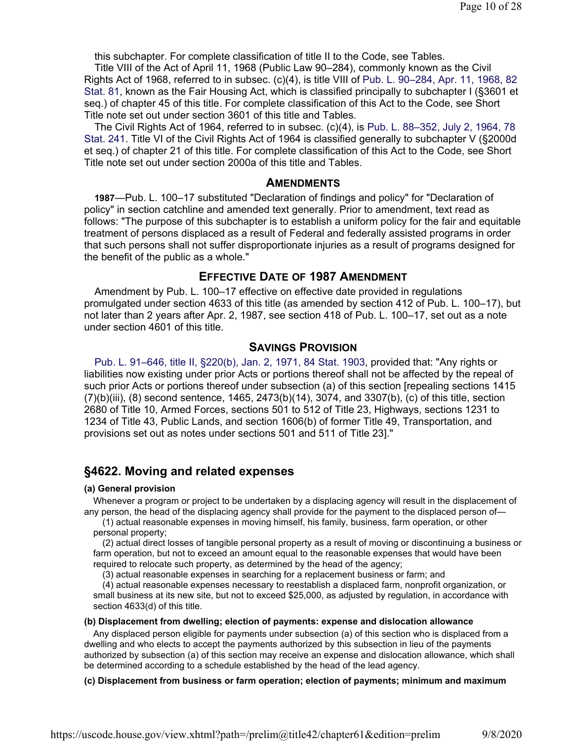this subchapter. For complete classification of title II to the Code, see Tables.

Title VIII of the Act of April 11, 1968 (Public Law 90–284), commonly known as the Civil Rights Act of 1968, referred to in subsec. (c)(4), is title VIII of Pub. L. 90–284, Apr. 11, 1968, 82 Stat. 81, known as the Fair Housing Act, which is classified principally to subchapter I (§3601 et seq.) of chapter 45 of this title. For complete classification of this Act to the Code, see Short Title note set out under section 3601 of this title and Tables.

The Civil Rights Act of 1964, referred to in subsec. (c)(4), is Pub. L. 88–352, July 2, 1964, 78 Stat. 241. Title VI of the Civil Rights Act of 1964 is classified generally to subchapter V (§2000d et seq.) of chapter 21 of this title. For complete classification of this Act to the Code, see Short Title note set out under section 2000a of this title and Tables.

### AMENDMENTS

**1987**—Pub. L. 100–17 substituted "Declaration of findings and policy" for "Declaration of policy" in section catchline and amended text generally. Prior to amendment, text read as follows: "The purpose of this subchapter is to establish a uniform policy for the fair and equitable treatment of persons displaced as a result of Federal and federally assisted programs in order that such persons shall not suffer disproportionate injuries as a result of programs designed for the benefit of the public as a whole."

### EFFECTIVE DATE OF 1987 AMENDMENT

Amendment by Pub. L. 100–17 effective on effective date provided in regulations promulgated under section 4633 of this title (as amended by section 412 of Pub. L. 100–17), but not later than 2 years after Apr. 2, 1987, see section 418 of Pub. L. 100–17, set out as a note under section 4601 of this title.

### SAVINGS PROVISION

Pub. L. 91–646, title II, §220(b), Jan. 2, 1971, 84 Stat. 1903, provided that: "Any rights or liabilities now existing under prior Acts or portions thereof shall not be affected by the repeal of such prior Acts or portions thereof under subsection (a) of this section [repealing sections 1415 (7)(b)(iii), (8) second sentence, 1465, 2473(b)(14), 3074, and 3307(b), (c) of this title, section 2680 of Title 10, Armed Forces, sections 501 to 512 of Title 23, Highways, sections 1231 to 1234 of Title 43, Public Lands, and section 1606(b) of former Title 49, Transportation, and provisions set out as notes under sections 501 and 511 of Title 23]."

## §4622. Moving and related expenses

#### (a) General provision

Whenever a program or project to be undertaken by a displacing agency will result in the displacement of any person, the head of the displacing agency shall provide for the payment to the displaced person of—

(1) actual reasonable expenses in moving himself, his family, business, farm operation, or other personal property;

(2) actual direct losses of tangible personal property as a result of moving or discontinuing a business or farm operation, but not to exceed an amount equal to the reasonable expenses that would have been required to relocate such property, as determined by the head of the agency;

(3) actual reasonable expenses in searching for a replacement business or farm; and

(4) actual reasonable expenses necessary to reestablish a displaced farm, nonprofit organization, or small business at its new site, but not to exceed $25,000, as adjusted by regulation, in accordance with section 4633(d) of this title.

#### (b) Displacement from dwelling; election of payments: expense and dislocation allowance

Any displaced person eligible for payments under subsection (a) of this section who is displaced from a dwelling and who elects to accept the payments authorized by this subsection in lieu of the payments authorized by subsection (a) of this section may receive an expense and dislocation allowance, which shall be determined according to a schedule established by the head of the lead agency.

#### (c) Displacement from business or farm operation; election of payments; minimum and maximum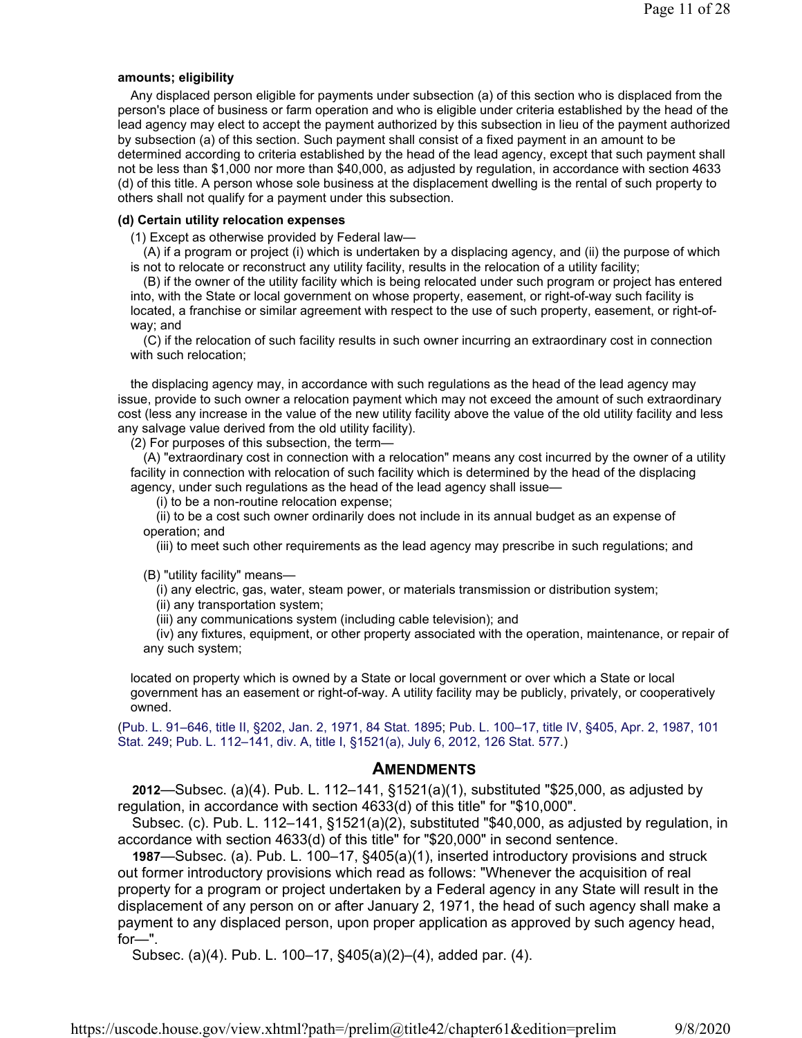**amounts; eligibility**

Any displaced person eligible for payments under subsection (a) of this section who is displaced from the person's place of business or farm operation and who is eligible under criteria established by the head of the lead agency may elect to accept the payment authorized by this subsection in lieu of the payment authorized by subsection (a) of this section. Such payment shall consist of a fixed payment in an amount to be determined according to criteria established by the head of the lead agency, except that such payment shall not be less than $1,000 nor more than $40,000, as adjusted by regulation, in accordance with section 4633 (d) of this title. A person whose sole business at the displacement dwelling is the rental of such property to others shall not qualify for a payment under this subsection.

**(d) Certain utility relocation expenses**

(1) Except as otherwise provided by Federal law—

(A) if a program or project (i) which is undertaken by a displacing agency, and (ii) the purpose of which is not to relocate or reconstruct any utility facility, results in the relocation of a utility facility;

(B) if the owner of the utility facility which is being relocated under such program or project has entered into, with the State or local government on whose property, easement, or right-of-way such facility is located, a franchise or similar agreement with respect to the use of such property, easement, or right-of-way; and

(C) if the relocation of such facility results in such owner incurring an extraordinary cost in connection with such relocation;

the displacing agency may, in accordance with such regulations as the head of the lead agency may issue, provide to such owner a relocation payment which may not exceed the amount of such extraordinary cost (less any increase in the value of the new utility facility above the value of the old utility facility and less any salvage value derived from the old utility facility).

(2) For purposes of this subsection, the term—

(A) "extraordinary cost in connection with a relocation" means any cost incurred by the owner of a utility facility in connection with relocation of such facility which is determined by the head of the displacing agency, under such regulations as the head of the lead agency shall issue—

(i) to be a non-routine relocation expense;

(ii) to be a cost such owner ordinarily does not include in its annual budget as an expense of operation; and

(iii) to meet such other requirements as the lead agency may prescribe in such regulations; and

(B) "utility facility" means—

(i) any electric, gas, water, steam power, or materials transmission or distribution system;

(ii) any transportation system;

(iii) any communications system (including cable television); and

(iv) any fixtures, equipment, or other property associated with the operation, maintenance, or repair of any such system;

located on property which is owned by a State or local government or over which a State or local government has an easement or right-of-way. A utility facility may be publicly, privately, or cooperatively owned.

(Pub. L. 91–646, title II, §202, Jan. 2, 1971, 84 Stat. 1895; Pub. L. 100–17, title IV, §405, Apr. 2, 1987, 101 Stat. 249; Pub. L. 112–141, div. A, title I, §1521(a), July 6, 2012, 126 Stat. 577.)

## Amendments

**2012**—Subsec. (a)(4). Pub. L. 112–141, §1521(a)(1), substituted "$25,000, as adjusted by regulation, in accordance with section 4633(d) of this title" for "$10,000".

Subsec. (c). Pub. L. 112–141, §1521(a)(2), substituted "$40,000, as adjusted by regulation, in accordance with section 4633(d) of this title" for "$20,000" in second sentence.

**1987**—Subsec. (a). Pub. L. 100–17, §405(a)(1), inserted introductory provisions and struck out former introductory provisions which read as follows: "Whenever the acquisition of real property for a program or project undertaken by a Federal agency in any State will result in the displacement of any person on or after January 2, 1971, the head of such agency shall make a payment to any displaced person, upon proper application as approved by such agency head, for—".

Subsec. (a)(4). Pub. L. 100–17, §405(a)(2)–(4), added par. (4).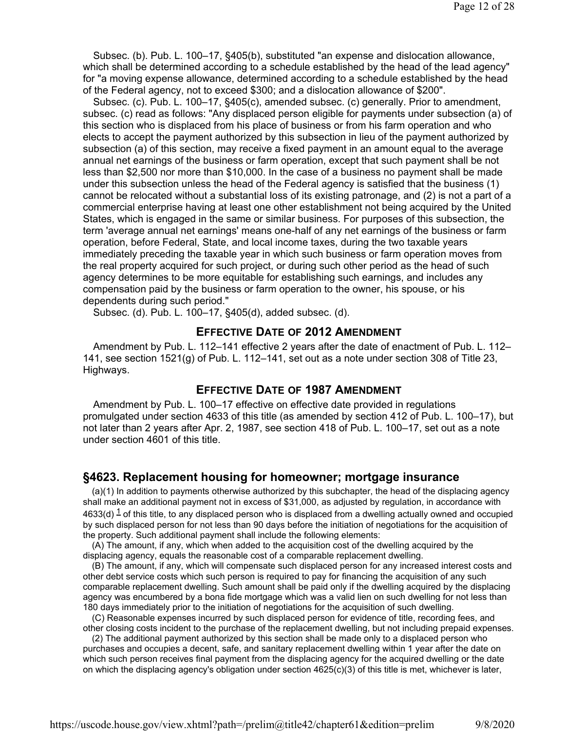Subsec. (b). Pub. L. 100–17, §405(b), substituted "an expense and dislocation allowance, which shall be determined according to a schedule established by the head of the lead agency" for "a moving expense allowance, determined according to a schedule established by the head of the Federal agency, not to exceed $300; and a dislocation allowance of $200".

Subsec. (c). Pub. L. 100–17, §405(c), amended subsec. (c) generally. Prior to amendment, subsec. (c) read as follows: "Any displaced person eligible for payments under subsection (a) of this section who is displaced from his place of business or from his farm operation and who elects to accept the payment authorized by this subsection in lieu of the payment authorized by subsection (a) of this section, may receive a fixed payment in an amount equal to the average annual net earnings of the business or farm operation, except that such payment shall be not less than $2,500 nor more than $10,000. In the case of a business no payment shall be made under this subsection unless the head of the Federal agency is satisfied that the business (1) cannot be relocated without a substantial loss of its existing patronage, and (2) is not a part of a commercial enterprise having at least one other establishment not being acquired by the United States, which is engaged in the same or similar business. For purposes of this subsection, the term 'average annual net earnings' means one-half of any net earnings of the business or farm operation, before Federal, State, and local income taxes, during the two taxable years immediately preceding the taxable year in which such business or farm operation moves from the real property acquired for such project, or during such other period as the head of such agency determines to be more equitable for establishing such earnings, and includes any compensation paid by the business or farm operation to the owner, his spouse, or his dependents during such period."

Subsec. (d). Pub. L. 100–17, §405(d), added subsec. (d).

### Effective Date of 2012 Amendment

Amendment by Pub. L. 112–141 effective 2 years after the date of enactment of Pub. L. 112–141, see section 1521(g) of Pub. L. 112–141, set out as a note under section 308 of Title 23, Highways.

### Effective Date of 1987 Amendment

Amendment by Pub. L. 100–17 effective on effective date provided in regulations promulgated under section 4633 of this title (as amended by section 412 of Pub. L. 100–17), but not later than 2 years after Apr. 2, 1987, see section 418 of Pub. L. 100–17, set out as a note under section 4601 of this title.

## §4623. Replacement housing for homeowner; mortgage insurance

(a)(1) In addition to payments otherwise authorized by this subchapter, the head of the displacing agency shall make an additional payment not in excess of $31,000, as adjusted by regulation, in accordance with 4633(d) [1] of this title, to any displaced person who is displaced from a dwelling actually owned and occupied by such displaced person for not less than 90 days before the initiation of negotiations for the acquisition of the property. Such additional payment shall include the following elements:

(A) The amount, if any, which when added to the acquisition cost of the dwelling acquired by the displacing agency, equals the reasonable cost of a comparable replacement dwelling.

(B) The amount, if any, which will compensate such displaced person for any increased interest costs and other debt service costs which such person is required to pay for financing the acquisition of any such comparable replacement dwelling. Such amount shall be paid only if the dwelling acquired by the displacing agency was encumbered by a bona fide mortgage which was a valid lien on such dwelling for not less than 180 days immediately prior to the initiation of negotiations for the acquisition of such dwelling.

(C) Reasonable expenses incurred by such displaced person for evidence of title, recording fees, and other closing costs incident to the purchase of the replacement dwelling, but not including prepaid expenses.

(2) The additional payment authorized by this section shall be made only to a displaced person who purchases and occupies a decent, safe, and sanitary replacement dwelling within 1 year after the date on which such person receives final payment from the displacing agency for the acquired dwelling or the date on which the displacing agency's obligation under section 4625(c)(3) of this title is met, whichever is later,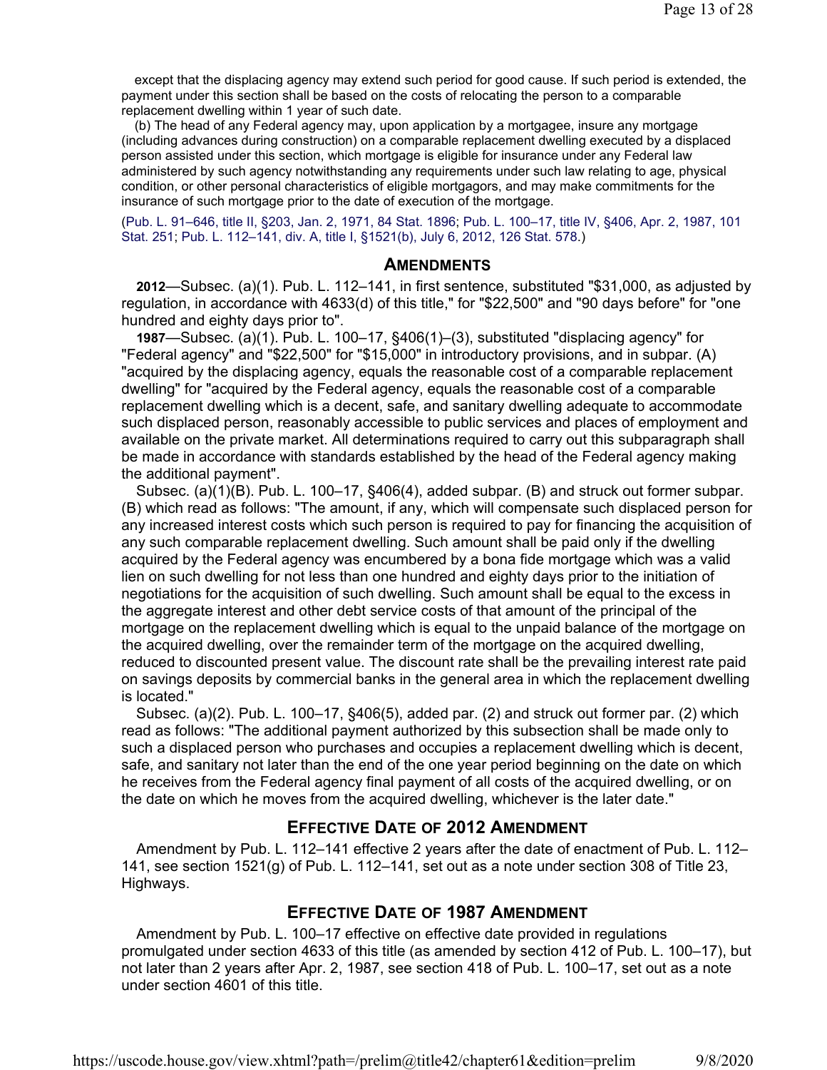except that the displacing agency may extend such period for good cause. If such period is extended, the payment under this section shall be based on the costs of relocating the person to a comparable replacement dwelling within 1 year of such date.

(b) The head of any Federal agency may, upon application by a mortgagee, insure any mortgage (including advances during construction) on a comparable replacement dwelling executed by a displaced person assisted under this section, which mortgage is eligible for insurance under any Federal law administered by such agency notwithstanding any requirements under such law relating to age, physical condition, or other personal characteristics of eligible mortgagors, and may make commitments for the insurance of such mortgage prior to the date of execution of the mortgage.

(Pub. L. 91–646, title II, §203, Jan. 2, 1971, 84 Stat. 1896; Pub. L. 100–17, title IV, §406, Apr. 2, 1987, 101 Stat. 251; Pub. L. 112–141, div. A, title I, §1521(b), July 6, 2012, 126 Stat. 578.)

## Amendments

**2012**—Subsec. (a)(1). Pub. L. 112–141, in first sentence, substituted "$31,000, as adjusted by regulation, in accordance with 4633(d) of this title," for "$22,500" and "90 days before" for "one hundred and eighty days prior to".

**1987**—Subsec. (a)(1). Pub. L. 100–17, §406(1)–(3), substituted "displacing agency" for "Federal agency" and "$22,500" for "$15,000" in introductory provisions, and in subpar. (A) "acquired by the displacing agency, equals the reasonable cost of a comparable replacement dwelling" for "acquired by the Federal agency, equals the reasonable cost of a comparable replacement dwelling which is a decent, safe, and sanitary dwelling adequate to accommodate such displaced person, reasonably accessible to public services and places of employment and available on the private market. All determinations required to carry out this subparagraph shall be made in accordance with standards established by the head of the Federal agency making the additional payment".

Subsec. (a)(1)(B). Pub. L. 100–17, §406(4), added subpar. (B) and struck out former subpar. (B) which read as follows: "The amount, if any, which will compensate such displaced person for any increased interest costs which such person is required to pay for financing the acquisition of any such comparable replacement dwelling. Such amount shall be paid only if the dwelling acquired by the Federal agency was encumbered by a bona fide mortgage which was a valid lien on such dwelling for not less than one hundred and eighty days prior to the initiation of negotiations for the acquisition of such dwelling. Such amount shall be equal to the excess in the aggregate interest and other debt service costs of that amount of the principal of the mortgage on the replacement dwelling which is equal to the unpaid balance of the mortgage on the acquired dwelling, over the remainder term of the mortgage on the acquired dwelling, reduced to discounted present value. The discount rate shall be the prevailing interest rate paid on savings deposits by commercial banks in the general area in which the replacement dwelling is located."

Subsec. (a)(2). Pub. L. 100–17, §406(5), added par. (2) and struck out former par. (2) which read as follows: "The additional payment authorized by this subsection shall be made only to such a displaced person who purchases and occupies a replacement dwelling which is decent, safe, and sanitary not later than the end of the one year period beginning on the date on which he receives from the Federal agency final payment of all costs of the acquired dwelling, or on the date on which he moves from the acquired dwelling, whichever is the later date."

## Effective Date of 2012 Amendment

Amendment by Pub. L. 112–141 effective 2 years after the date of enactment of Pub. L. 112–141, see section 1521(g) of Pub. L. 112–141, set out as a note under section 308 of Title 23, Highways.

## Effective Date of 1987 Amendment

Amendment by Pub. L. 100–17 effective on effective date provided in regulations promulgated under section 4633 of this title (as amended by section 412 of Pub. L. 100–17), but not later than 2 years after Apr. 2, 1987, see section 418 of Pub. L. 100–17, set out as a note under section 4601 of this title.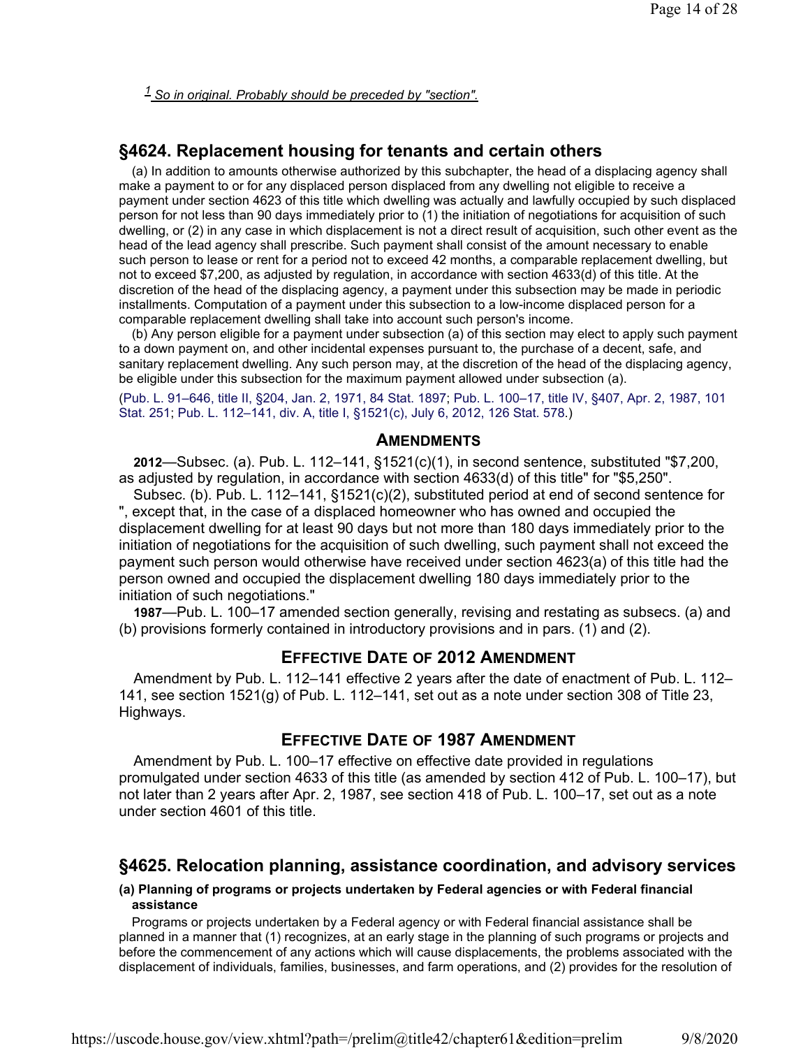[1] *So in original. Probably should be preceded by "section".*

## §4624. Replacement housing for tenants and certain others

(a) In addition to amounts otherwise authorized by this subchapter, the head of a displacing agency shall make a payment to or for any displaced person displaced from any dwelling not eligible to receive a payment under section 4623 of this title which dwelling was actually and lawfully occupied by such displaced person for not less than 90 days immediately prior to (1) the initiation of negotiations for acquisition of such dwelling, or (2) in any case in which displacement is not a direct result of acquisition, such other event as the head of the lead agency shall prescribe. Such payment shall consist of the amount necessary to enable such person to lease or rent for a period not to exceed 42 months, a comparable replacement dwelling, but not to exceed $7,200, as adjusted by regulation, in accordance with section 4633(d) of this title. At the discretion of the head of the displacing agency, a payment under this subsection may be made in periodic installments. Computation of a payment under this subsection to a low-income displaced person for a comparable replacement dwelling shall take into account such person's income.

(b) Any person eligible for a payment under subsection (a) of this section may elect to apply such payment to a down payment on, and other incidental expenses pursuant to, the purchase of a decent, safe, and sanitary replacement dwelling. Any such person may, at the discretion of the head of the displacing agency, be eligible under this subsection for the maximum payment allowed under subsection (a).

(Pub. L. 91–646, title II, §204, Jan. 2, 1971, 84 Stat. 1897; Pub. L. 100–17, title IV, §407, Apr. 2, 1987, 101 Stat. 251; Pub. L. 112–141, div. A, title I, §1521(c), July 6, 2012, 126 Stat. 578.)

### Amendments

**2012**—Subsec. (a). Pub. L. 112–141, §1521(c)(1), in second sentence, substituted "$7,200, as adjusted by regulation, in accordance with section 4633(d) of this title" for "$5,250".

Subsec. (b). Pub. L. 112–141, §1521(c)(2), substituted period at end of second sentence for ", except that, in the case of a displaced homeowner who has owned and occupied the displacement dwelling for at least 90 days but not more than 180 days immediately prior to the initiation of negotiations for the acquisition of such dwelling, such payment shall not exceed the payment such person would otherwise have received under section 4623(a) of this title had the person owned and occupied the displacement dwelling 180 days immediately prior to the initiation of such negotiations."

**1987**—Pub. L. 100–17 amended section generally, revising and restating as subsecs. (a) and (b) provisions formerly contained in introductory provisions and in pars. (1) and (2).

### Effective Date of 2012 Amendment

Amendment by Pub. L. 112–141 effective 2 years after the date of enactment of Pub. L. 112–141, see section 1521(g) of Pub. L. 112–141, set out as a note under section 308 of Title 23, Highways.

### Effective Date of 1987 Amendment

Amendment by Pub. L. 100–17 effective on effective date provided in regulations promulgated under section 4633 of this title (as amended by section 412 of Pub. L. 100–17), but not later than 2 years after Apr. 2, 1987, see section 418 of Pub. L. 100–17, set out as a note under section 4601 of this title.

## §4625. Relocation planning, assistance coordination, and advisory services

#### (a) Planning of programs or projects undertaken by Federal agencies or with Federal financial assistance

Programs or projects undertaken by a Federal agency or with Federal financial assistance shall be planned in a manner that (1) recognizes, at an early stage in the planning of such programs or projects and before the commencement of any actions which will cause displacements, the problems associated with the displacement of individuals, families, businesses, and farm operations, and (2) provides for the resolution of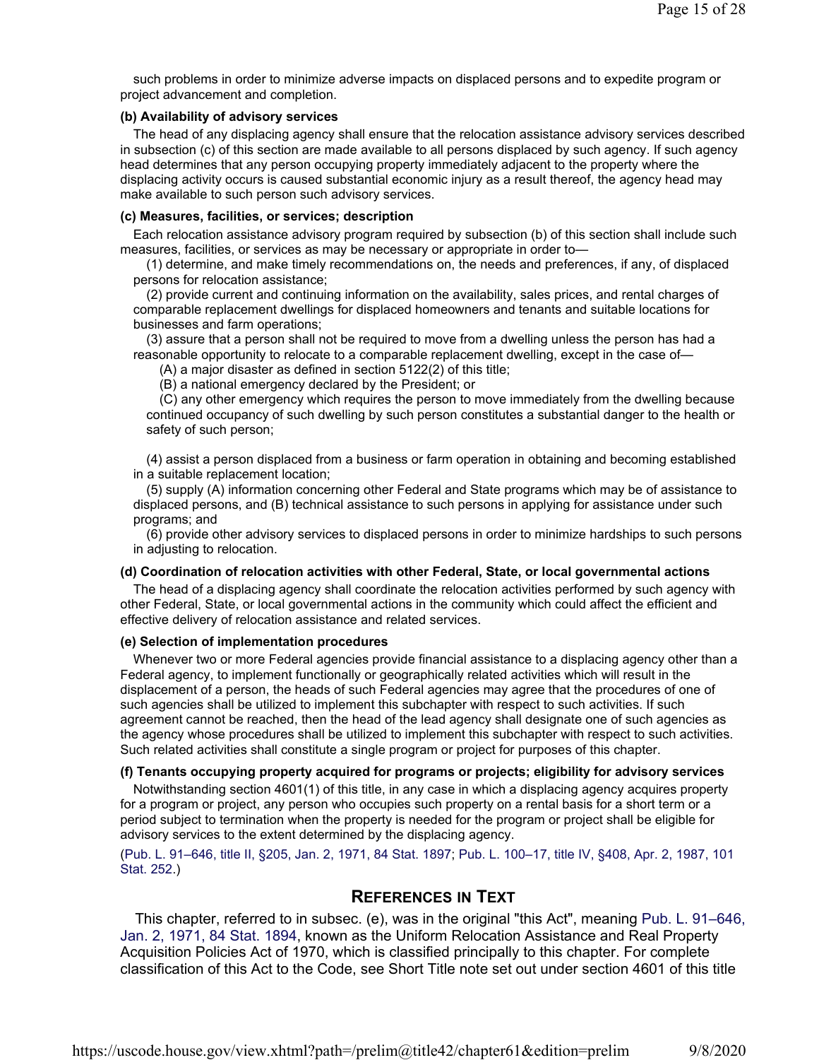such problems in order to minimize adverse impacts on displaced persons and to expedite program or project advancement and completion.

**(b) Availability of advisory services**

The head of any displacing agency shall ensure that the relocation assistance advisory services described in subsection (c) of this section are made available to all persons displaced by such agency. If such agency head determines that any person occupying property immediately adjacent to the property where the displacing activity occurs is caused substantial economic injury as a result thereof, the agency head may make available to such person such advisory services.

**(c) Measures, facilities, or services; description**

Each relocation assistance advisory program required by subsection (b) of this section shall include such measures, facilities, or services as may be necessary or appropriate in order to—

(1) determine, and make timely recommendations on, the needs and preferences, if any, of displaced persons for relocation assistance;

(2) provide current and continuing information on the availability, sales prices, and rental charges of comparable replacement dwellings for displaced homeowners and tenants and suitable locations for businesses and farm operations;

(3) assure that a person shall not be required to move from a dwelling unless the person has had a reasonable opportunity to relocate to a comparable replacement dwelling, except in the case of—

(A) a major disaster as defined in section 5122(2) of this title;

(B) a national emergency declared by the President; or

(C) any other emergency which requires the person to move immediately from the dwelling because continued occupancy of such dwelling by such person constitutes a substantial danger to the health or safety of such person;

(4) assist a person displaced from a business or farm operation in obtaining and becoming established in a suitable replacement location;

(5) supply (A) information concerning other Federal and State programs which may be of assistance to displaced persons, and (B) technical assistance to such persons in applying for assistance under such programs; and

(6) provide other advisory services to displaced persons in order to minimize hardships to such persons in adjusting to relocation.

**(d) Coordination of relocation activities with other Federal, State, or local governmental actions**

The head of a displacing agency shall coordinate the relocation activities performed by such agency with other Federal, State, or local governmental actions in the community which could affect the efficient and effective delivery of relocation assistance and related services.

**(e) Selection of implementation procedures**

Whenever two or more Federal agencies provide financial assistance to a displacing agency other than a Federal agency, to implement functionally or geographically related activities which will result in the displacement of a person, the heads of such Federal agencies may agree that the procedures of one of such agencies shall be utilized to implement this subchapter with respect to such activities. If such agreement cannot be reached, then the head of the lead agency shall designate one of such agencies as the agency whose procedures shall be utilized to implement this subchapter with respect to such activities. Such related activities shall constitute a single program or project for purposes of this chapter.

**(f) Tenants occupying property acquired for programs or projects; eligibility for advisory services**

Notwithstanding section 4601(1) of this title, in any case in which a displacing agency acquires property for a program or project, any person who occupies such property on a rental basis for a short term or a period subject to termination when the property is needed for the program or project shall be eligible for advisory services to the extent determined by the displacing agency.

(Pub. L. 91–646, title II, §205, Jan. 2, 1971, 84 Stat. 1897; Pub. L. 100–17, title IV, §408, Apr. 2, 1987, 101 Stat. 252.)

## REFERENCES IN TEXT

This chapter, referred to in subsec. (e), was in the original "this Act", meaning Pub. L. 91–646, Jan. 2, 1971, 84 Stat. 1894, known as the Uniform Relocation Assistance and Real Property Acquisition Policies Act of 1970, which is classified principally to this chapter. For complete classification of this Act to the Code, see Short Title note set out under section 4601 of this title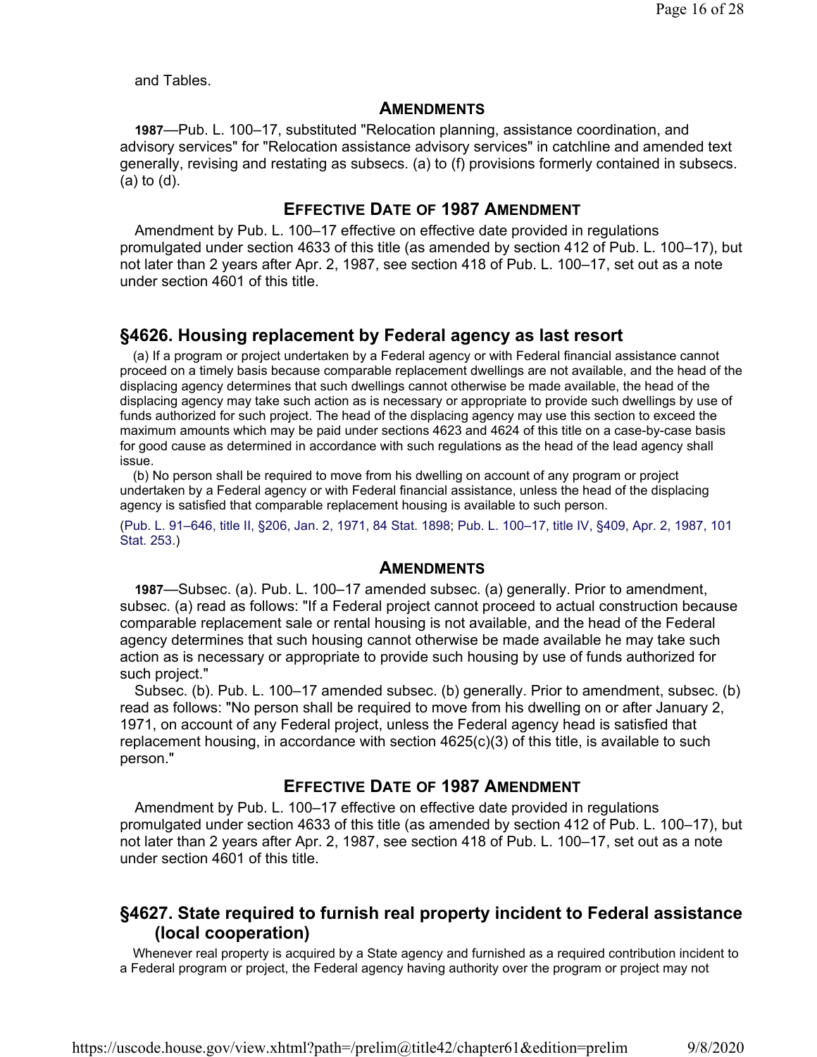and Tables.

### Amendments

**1987**—Pub. L. 100–17, substituted "Relocation planning, assistance coordination, and advisory services" for "Relocation assistance advisory services" in catchline and amended text generally, revising and restating as subsecs. (a) to (f) provisions formerly contained in subsecs. (a) to (d).

### Effective Date of 1987 Amendment

Amendment by Pub. L. 100–17 effective on effective date provided in regulations promulgated under section 4633 of this title (as amended by section 412 of Pub. L. 100–17), but not later than 2 years after Apr. 2, 1987, see section 418 of Pub. L. 100–17, set out as a note under section 4601 of this title.

## §4626. Housing replacement by Federal agency as last resort

(a) If a program or project undertaken by a Federal agency or with Federal financial assistance cannot proceed on a timely basis because comparable replacement dwellings are not available, and the head of the displacing agency determines that such dwellings cannot otherwise be made available, the head of the displacing agency may take such action as is necessary or appropriate to provide such dwellings by use of funds authorized for such project. The head of the displacing agency may use this section to exceed the maximum amounts which may be paid under sections 4623 and 4624 of this title on a case-by-case basis for good cause as determined in accordance with such regulations as the head of the lead agency shall issue.

(b) No person shall be required to move from his dwelling on account of any program or project undertaken by a Federal agency or with Federal financial assistance, unless the head of the displacing agency is satisfied that comparable replacement housing is available to such person.

(Pub. L. 91–646, title II, §206, Jan. 2, 1971, 84 Stat. 1898; Pub. L. 100–17, title IV, §409, Apr. 2, 1987, 101 Stat. 253.)

### Amendments

**1987**—Subsec. (a). Pub. L. 100–17 amended subsec. (a) generally. Prior to amendment, subsec. (a) read as follows: "If a Federal project cannot proceed to actual construction because comparable replacement sale or rental housing is not available, and the head of the Federal agency determines that such housing cannot otherwise be made available he may take such action as is necessary or appropriate to provide such housing by use of funds authorized for such project."

Subsec. (b). Pub. L. 100–17 amended subsec. (b) generally. Prior to amendment, subsec. (b) read as follows: "No person shall be required to move from his dwelling on or after January 2, 1971, on account of any Federal project, unless the Federal agency head is satisfied that replacement housing, in accordance with section 4625(c)(3) of this title, is available to such person."

### Effective Date of 1987 Amendment

Amendment by Pub. L. 100–17 effective on effective date provided in regulations promulgated under section 4633 of this title (as amended by section 412 of Pub. L. 100–17), but not later than 2 years after Apr. 2, 1987, see section 418 of Pub. L. 100–17, set out as a note under section 4601 of this title.

## §4627. State required to furnish real property incident to Federal assistance (local cooperation)

Whenever real property is acquired by a State agency and furnished as a required contribution incident to a Federal program or project, the Federal agency having authority over the program or project may not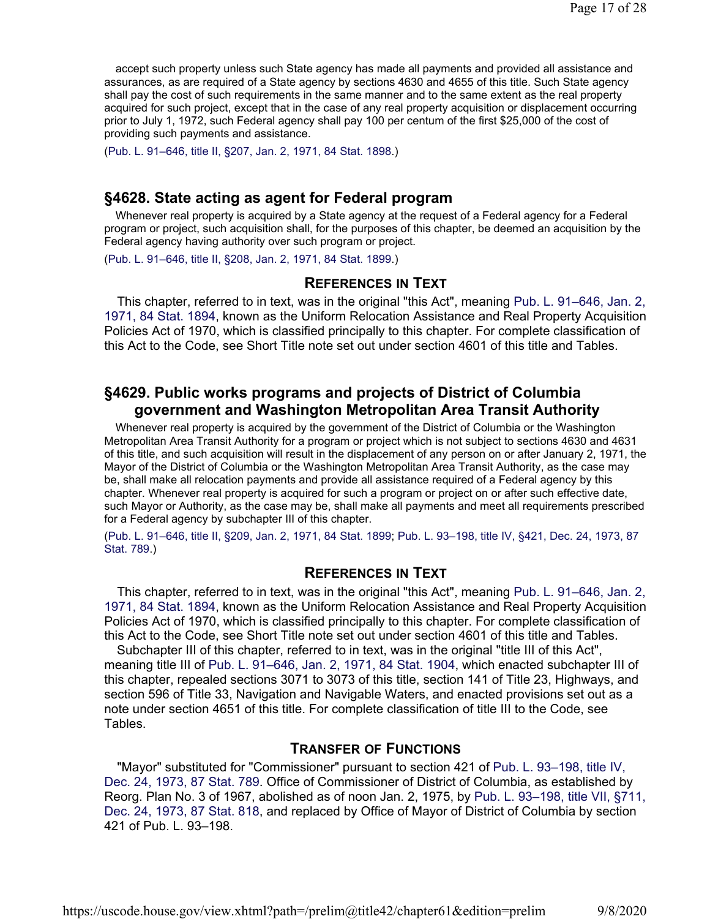accept such property unless such State agency has made all payments and provided all assistance and assurances, as are required of a State agency by sections 4630 and 4655 of this title. Such State agency shall pay the cost of such requirements in the same manner and to the same extent as the real property acquired for such project, except that in the case of any real property acquisition or displacement occurring prior to July 1, 1972, such Federal agency shall pay 100 per centum of the first $25,000 of the cost of providing such payments and assistance.

(Pub. L. 91–646, title II, §207, Jan. 2, 1971, 84 Stat. 1898.)

## §4628. State acting as agent for Federal program

Whenever real property is acquired by a State agency at the request of a Federal agency for a Federal program or project, such acquisition shall, for the purposes of this chapter, be deemed an acquisition by the Federal agency having authority over such program or project.

(Pub. L. 91–646, title II, §208, Jan. 2, 1971, 84 Stat. 1899.)

### References in Text

This chapter, referred to in text, was in the original "this Act", meaning Pub. L. 91–646, Jan. 2, 1971, 84 Stat. 1894, known as the Uniform Relocation Assistance and Real Property Acquisition Policies Act of 1970, which is classified principally to this chapter. For complete classification of this Act to the Code, see Short Title note set out under section 4601 of this title and Tables.

## §4629. Public works programs and projects of District of Columbia government and Washington Metropolitan Area Transit Authority

Whenever real property is acquired by the government of the District of Columbia or the Washington Metropolitan Area Transit Authority for a program or project which is not subject to sections 4630 and 4631 of this title, and such acquisition will result in the displacement of any person on or after January 2, 1971, the Mayor of the District of Columbia or the Washington Metropolitan Area Transit Authority, as the case may be, shall make all relocation payments and provide all assistance required of a Federal agency by this chapter. Whenever real property is acquired for such a program or project on or after such effective date, such Mayor or Authority, as the case may be, shall make all payments and meet all requirements prescribed for a Federal agency by subchapter III of this chapter.

(Pub. L. 91–646, title II, §209, Jan. 2, 1971, 84 Stat. 1899; Pub. L. 93–198, title IV, §421, Dec. 24, 1973, 87 Stat. 789.)

### References in Text

This chapter, referred to in text, was in the original "this Act", meaning Pub. L. 91–646, Jan. 2, 1971, 84 Stat. 1894, known as the Uniform Relocation Assistance and Real Property Acquisition Policies Act of 1970, which is classified principally to this chapter. For complete classification of this Act to the Code, see Short Title note set out under section 4601 of this title and Tables.

Subchapter III of this chapter, referred to in text, was in the original "title III of this Act", meaning title III of Pub. L. 91–646, Jan. 2, 1971, 84 Stat. 1904, which enacted subchapter III of this chapter, repealed sections 3071 to 3073 of this title, section 141 of Title 23, Highways, and section 596 of Title 33, Navigation and Navigable Waters, and enacted provisions set out as a note under section 4651 of this title. For complete classification of title III to the Code, see Tables.

### Transfer of Functions

"Mayor" substituted for "Commissioner" pursuant to section 421 of Pub. L. 93–198, title IV, Dec. 24, 1973, 87 Stat. 789. Office of Commissioner of District of Columbia, as established by Reorg. Plan No. 3 of 1967, abolished as of noon Jan. 2, 1975, by Pub. L. 93–198, title VII, §711, Dec. 24, 1973, 87 Stat. 818, and replaced by Office of Mayor of District of Columbia by section 421 of Pub. L. 93–198.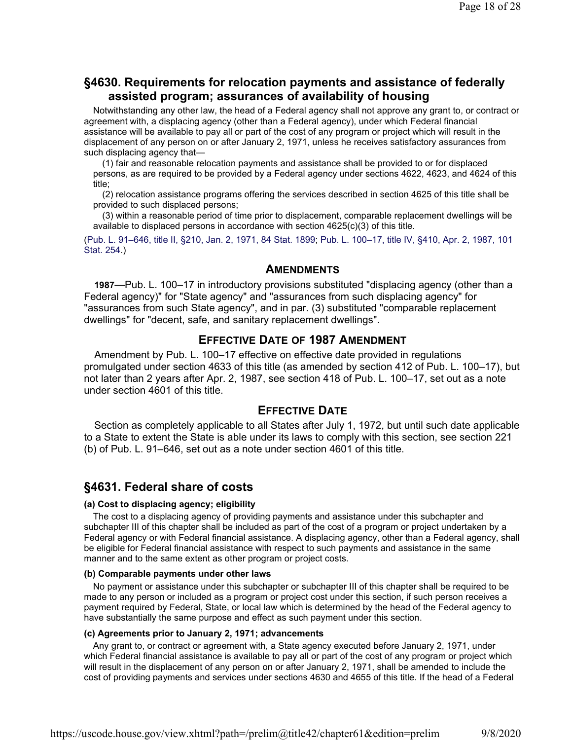## §4630. Requirements for relocation payments and assistance of federally assisted program; assurances of availability of housing

Notwithstanding any other law, the head of a Federal agency shall not approve any grant to, or contract or agreement with, a displacing agency (other than a Federal agency), under which Federal financial assistance will be available to pay all or part of the cost of any program or project which will result in the displacement of any person on or after January 2, 1971, unless he receives satisfactory assurances from such displacing agency that—

(1) fair and reasonable relocation payments and assistance shall be provided to or for displaced persons, as are required to be provided by a Federal agency under sections 4622, 4623, and 4624 of this title;

(2) relocation assistance programs offering the services described in section 4625 of this title shall be provided to such displaced persons;

(3) within a reasonable period of time prior to displacement, comparable replacement dwellings will be available to displaced persons in accordance with section 4625(c)(3) of this title.

(Pub. L. 91–646, title II, §210, Jan. 2, 1971, 84 Stat. 1899; Pub. L. 100–17, title IV, §410, Apr. 2, 1987, 101 Stat. 254.)

### Amendments

**1987**—Pub. L. 100–17 in introductory provisions substituted "displacing agency (other than a Federal agency)" for "State agency" and "assurances from such displacing agency" for "assurances from such State agency", and in par. (3) substituted "comparable replacement dwellings" for "decent, safe, and sanitary replacement dwellings".

### Effective Date of 1987 Amendment

Amendment by Pub. L. 100–17 effective on effective date provided in regulations promulgated under section 4633 of this title (as amended by section 412 of Pub. L. 100–17), but not later than 2 years after Apr. 2, 1987, see section 418 of Pub. L. 100–17, set out as a note under section 4601 of this title.

### Effective Date

Section as completely applicable to all States after July 1, 1972, but until such date applicable to a State to extent the State is able under its laws to comply with this section, see section 221 (b) of Pub. L. 91–646, set out as a note under section 4601 of this title.

## §4631. Federal share of costs

#### (a) Cost to displacing agency; eligibility

The cost to a displacing agency of providing payments and assistance under this subchapter and subchapter III of this chapter shall be included as part of the cost of a program or project undertaken by a Federal agency or with Federal financial assistance. A displacing agency, other than a Federal agency, shall be eligible for Federal financial assistance with respect to such payments and assistance in the same manner and to the same extent as other program or project costs.

#### (b) Comparable payments under other laws

No payment or assistance under this subchapter or subchapter III of this chapter shall be required to be made to any person or included as a program or project cost under this section, if such person receives a payment required by Federal, State, or local law which is determined by the head of the Federal agency to have substantially the same purpose and effect as such payment under this section.

#### (c) Agreements prior to January 2, 1971; advancements

Any grant to, or contract or agreement with, a State agency executed before January 2, 1971, under which Federal financial assistance is available to pay all or part of the cost of any program or project which will result in the displacement of any person on or after January 2, 1971, shall be amended to include the cost of providing payments and services under sections 4630 and 4655 of this title. If the head of a Federal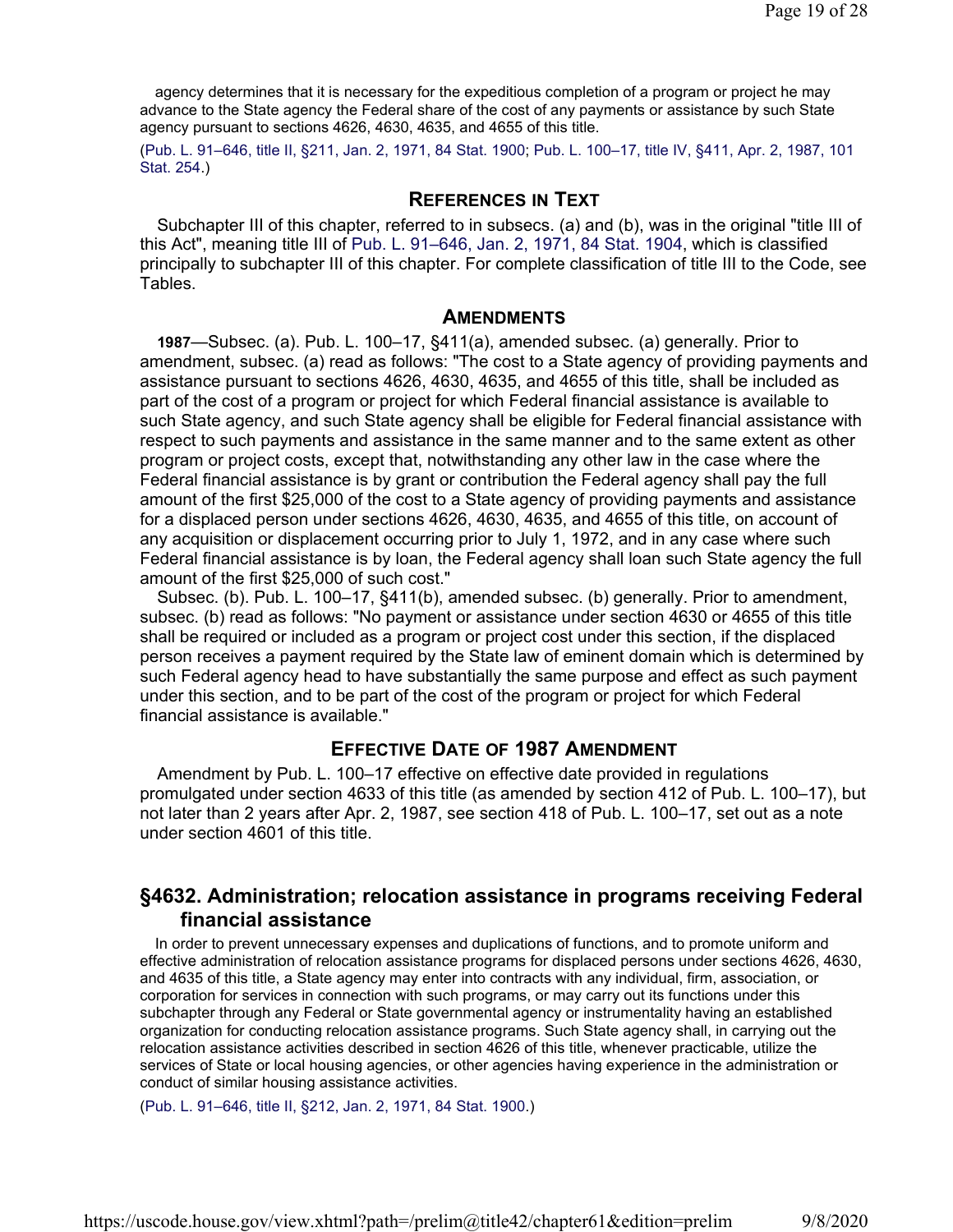agency determines that it is necessary for the expeditious completion of a program or project he may advance to the State agency the Federal share of the cost of any payments or assistance by such State agency pursuant to sections 4626, 4630, 4635, and 4655 of this title.

(Pub. L. 91–646, title II, §211, Jan. 2, 1971, 84 Stat. 1900; Pub. L. 100–17, title IV, §411, Apr. 2, 1987, 101 Stat. 254.)

### References in Text

Subchapter III of this chapter, referred to in subsecs. (a) and (b), was in the original "title III of this Act", meaning title III of Pub. L. 91–646, Jan. 2, 1971, 84 Stat. 1904, which is classified principally to subchapter III of this chapter. For complete classification of title III to the Code, see Tables.

### Amendments

**1987**—Subsec. (a). Pub. L. 100–17, §411(a), amended subsec. (a) generally. Prior to amendment, subsec. (a) read as follows: "The cost to a State agency of providing payments and assistance pursuant to sections 4626, 4630, 4635, and 4655 of this title, shall be included as part of the cost of a program or project for which Federal financial assistance is available to such State agency, and such State agency shall be eligible for Federal financial assistance with respect to such payments and assistance in the same manner and to the same extent as other program or project costs, except that, notwithstanding any other law in the case where the Federal financial assistance is by grant or contribution the Federal agency shall pay the full amount of the first $25,000 of the cost to a State agency of providing payments and assistance for a displaced person under sections 4626, 4630, 4635, and 4655 of this title, on account of any acquisition or displacement occurring prior to July 1, 1972, and in any case where such Federal financial assistance is by loan, the Federal agency shall loan such State agency the full amount of the first $25,000 of such cost."

Subsec. (b). Pub. L. 100–17, §411(b), amended subsec. (b) generally. Prior to amendment, subsec. (b) read as follows: "No payment or assistance under section 4630 or 4655 of this title shall be required or included as a program or project cost under this section, if the displaced person receives a payment required by the State law of eminent domain which is determined by such Federal agency head to have substantially the same purpose and effect as such payment under this section, and to be part of the cost of the program or project for which Federal financial assistance is available."

### Effective Date of 1987 Amendment

Amendment by Pub. L. 100–17 effective on effective date provided in regulations promulgated under section 4633 of this title (as amended by section 412 of Pub. L. 100–17), but not later than 2 years after Apr. 2, 1987, see section 418 of Pub. L. 100–17, set out as a note under section 4601 of this title.

## §4632. Administration; relocation assistance in programs receiving Federal financial assistance

In order to prevent unnecessary expenses and duplications of functions, and to promote uniform and effective administration of relocation assistance programs for displaced persons under sections 4626, 4630, and 4635 of this title, a State agency may enter into contracts with any individual, firm, association, or corporation for services in connection with such programs, or may carry out its functions under this subchapter through any Federal or State governmental agency or instrumentality having an established organization for conducting relocation assistance programs. Such State agency shall, in carrying out the relocation assistance activities described in section 4626 of this title, whenever practicable, utilize the services of State or local housing agencies, or other agencies having experience in the administration or conduct of similar housing assistance activities.

(Pub. L. 91–646, title II, §212, Jan. 2, 1971, 84 Stat. 1900.)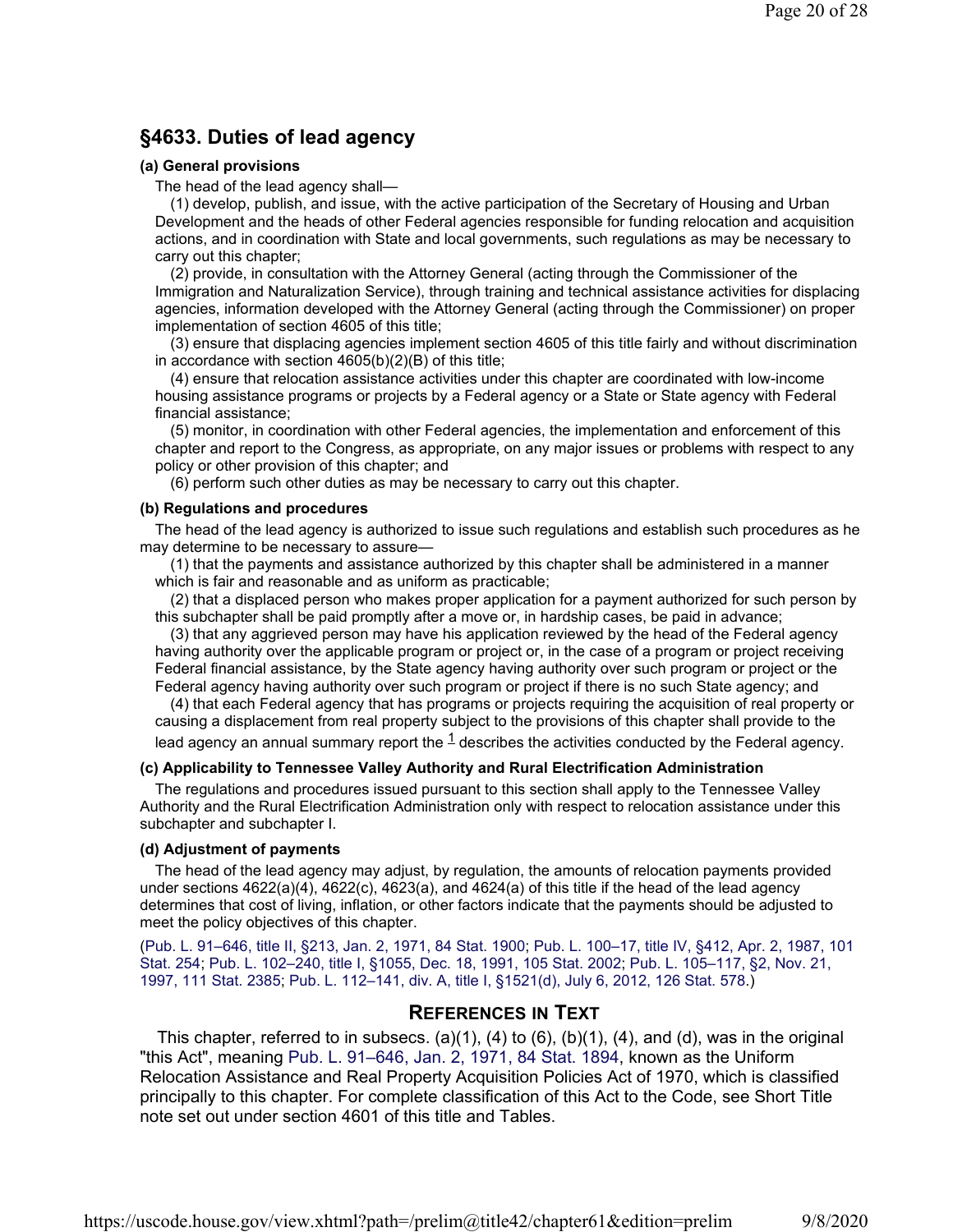## §4633. Duties of lead agency

#### (a) General provisions

The head of the lead agency shall—

(1) develop, publish, and issue, with the active participation of the Secretary of Housing and Urban Development and the heads of other Federal agencies responsible for funding relocation and acquisition actions, and in coordination with State and local governments, such regulations as may be necessary to carry out this chapter;

(2) provide, in consultation with the Attorney General (acting through the Commissioner of the Immigration and Naturalization Service), through training and technical assistance activities for displacing agencies, information developed with the Attorney General (acting through the Commissioner) on proper implementation of section 4605 of this title;

(3) ensure that displacing agencies implement section 4605 of this title fairly and without discrimination in accordance with section 4605(b)(2)(B) of this title;

(4) ensure that relocation assistance activities under this chapter are coordinated with low-income housing assistance programs or projects by a Federal agency or a State or State agency with Federal financial assistance;

(5) monitor, in coordination with other Federal agencies, the implementation and enforcement of this chapter and report to the Congress, as appropriate, on any major issues or problems with respect to any policy or other provision of this chapter; and

(6) perform such other duties as may be necessary to carry out this chapter.

#### (b) Regulations and procedures

The head of the lead agency is authorized to issue such regulations and establish such procedures as he may determine to be necessary to assure—

(1) that the payments and assistance authorized by this chapter shall be administered in a manner which is fair and reasonable and as uniform as practicable;

(2) that a displaced person who makes proper application for a payment authorized for such person by this subchapter shall be paid promptly after a move or, in hardship cases, be paid in advance;

(3) that any aggrieved person may have his application reviewed by the head of the Federal agency having authority over the applicable program or project or, in the case of a program or project receiving Federal financial assistance, by the State agency having authority over such program or project or the Federal agency having authority over such program or project if there is no such State agency; and

(4) that each Federal agency that has programs or projects requiring the acquisition of real property or causing a displacement from real property subject to the provisions of this chapter shall provide to the lead agency an annual summary report the [1] describes the activities conducted by the Federal agency.

#### (c) Applicability to Tennessee Valley Authority and Rural Electrification Administration

The regulations and procedures issued pursuant to this section shall apply to the Tennessee Valley Authority and the Rural Electrification Administration only with respect to relocation assistance under this subchapter and subchapter I.

#### (d) Adjustment of payments

The head of the lead agency may adjust, by regulation, the amounts of relocation payments provided under sections 4622(a)(4), 4622(c), 4623(a), and 4624(a) of this title if the head of the lead agency determines that cost of living, inflation, or other factors indicate that the payments should be adjusted to meet the policy objectives of this chapter.

(Pub. L. 91–646, title II, §213, Jan. 2, 1971, 84 Stat. 1900; Pub. L. 100–17, title IV, §412, Apr. 2, 1987, 101 Stat. 254; Pub. L. 102–240, title I, §1055, Dec. 18, 1991, 105 Stat. 2002; Pub. L. 105–117, §2, Nov. 21, 1997, 111 Stat. 2385; Pub. L. 112–141, div. A, title I, §1521(d), July 6, 2012, 126 Stat. 578.)

### References in Text

This chapter, referred to in subsecs. (a)(1), (4) to (6), (b)(1), (4), and (d), was in the original "this Act", meaning Pub. L. 91–646, Jan. 2, 1971, 84 Stat. 1894, known as the Uniform Relocation Assistance and Real Property Acquisition Policies Act of 1970, which is classified principally to this chapter. For complete classification of this Act to the Code, see Short Title note set out under section 4601 of this title and Tables.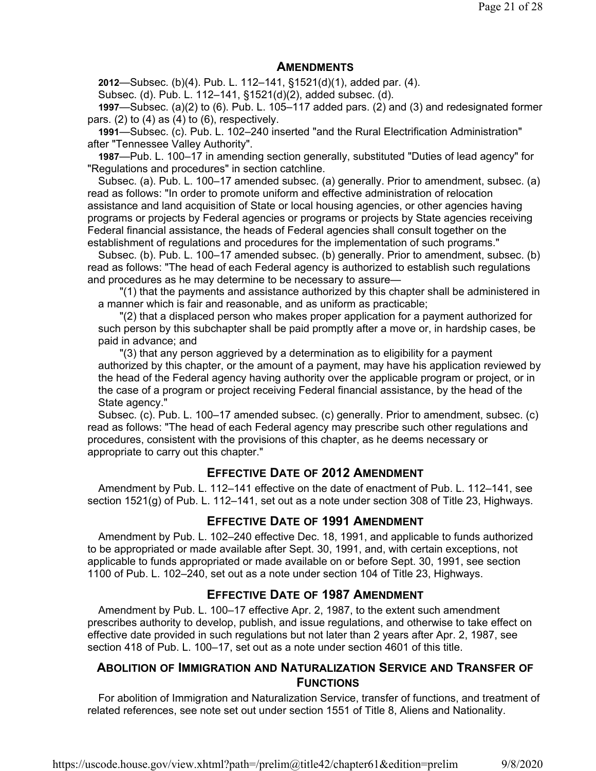## AMENDMENTS

**2012**—Subsec. (b)(4). Pub. L. 112–141, §1521(d)(1), added par. (4).

Subsec. (d). Pub. L. 112–141, §1521(d)(2), added subsec. (d).

**1997**—Subsec. (a)(2) to (6). Pub. L. 105–117 added pars. (2) and (3) and redesignated former pars. (2) to (4) as (4) to (6), respectively.

**1991**—Subsec. (c). Pub. L. 102–240 inserted "and the Rural Electrification Administration" after "Tennessee Valley Authority".

**1987**—Pub. L. 100–17 in amending section generally, substituted "Duties of lead agency" for "Regulations and procedures" in section catchline.

Subsec. (a). Pub. L. 100–17 amended subsec. (a) generally. Prior to amendment, subsec. (a) read as follows: "In order to promote uniform and effective administration of relocation assistance and land acquisition of State or local housing agencies, or other agencies having programs or projects by Federal agencies or programs or projects by State agencies receiving Federal financial assistance, the heads of Federal agencies shall consult together on the establishment of regulations and procedures for the implementation of such programs."

Subsec. (b). Pub. L. 100–17 amended subsec. (b) generally. Prior to amendment, subsec. (b) read as follows: "The head of each Federal agency is authorized to establish such regulations and procedures as he may determine to be necessary to assure—

"(1) that the payments and assistance authorized by this chapter shall be administered in a manner which is fair and reasonable, and as uniform as practicable;

"(2) that a displaced person who makes proper application for a payment authorized for such person by this subchapter shall be paid promptly after a move or, in hardship cases, be paid in advance; and

"(3) that any person aggrieved by a determination as to eligibility for a payment authorized by this chapter, or the amount of a payment, may have his application reviewed by the head of the Federal agency having authority over the applicable program or project, or in the case of a program or project receiving Federal financial assistance, by the head of the State agency."

Subsec. (c). Pub. L. 100–17 amended subsec. (c) generally. Prior to amendment, subsec. (c) read as follows: "The head of each Federal agency may prescribe such other regulations and procedures, consistent with the provisions of this chapter, as he deems necessary or appropriate to carry out this chapter."

## EFFECTIVE DATE OF 2012 AMENDMENT

Amendment by Pub. L. 112–141 effective on the date of enactment of Pub. L. 112–141, see section 1521(g) of Pub. L. 112–141, set out as a note under section 308 of Title 23, Highways.

## EFFECTIVE DATE OF 1991 AMENDMENT

Amendment by Pub. L. 102–240 effective Dec. 18, 1991, and applicable to funds authorized to be appropriated or made available after Sept. 30, 1991, and, with certain exceptions, not applicable to funds appropriated or made available on or before Sept. 30, 1991, see section 1100 of Pub. L. 102–240, set out as a note under section 104 of Title 23, Highways.

## EFFECTIVE DATE OF 1987 AMENDMENT

Amendment by Pub. L. 100–17 effective Apr. 2, 1987, to the extent such amendment prescribes authority to develop, publish, and issue regulations, and otherwise to take effect on effective date provided in such regulations but not later than 2 years after Apr. 2, 1987, see section 418 of Pub. L. 100–17, set out as a note under section 4601 of this title.

## ABOLITION OF IMMIGRATION AND NATURALIZATION SERVICE AND TRANSFER OF FUNCTIONS

For abolition of Immigration and Naturalization Service, transfer of functions, and treatment of related references, see note set out under section 1551 of Title 8, Aliens and Nationality.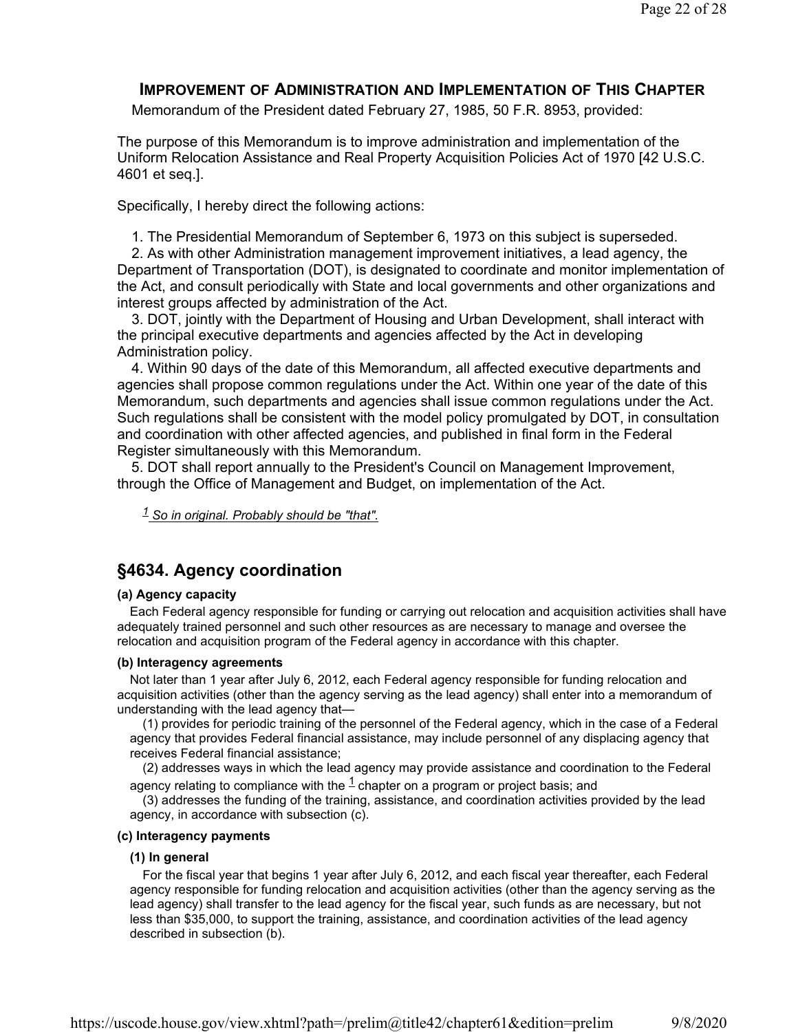## Improvement of Administration and Implementation of This Chapter

Memorandum of the President dated February 27, 1985, 50 F.R. 8953, provided:

The purpose of this Memorandum is to improve administration and implementation of the Uniform Relocation Assistance and Real Property Acquisition Policies Act of 1970 [42 U.S.C. 4601 et seq.].

Specifically, I hereby direct the following actions:

1. The Presidential Memorandum of September 6, 1973 on this subject is superseded.
2. As with other Administration management improvement initiatives, a lead agency, the Department of Transportation (DOT), is designated to coordinate and monitor implementation of the Act, and consult periodically with State and local governments and other organizations and interest groups affected by administration of the Act.
3. DOT, jointly with the Department of Housing and Urban Development, shall interact with the principal executive departments and agencies affected by the Act in developing Administration policy.
4. Within 90 days of the date of this Memorandum, all affected executive departments and agencies shall propose common regulations under the Act. Within one year of the date of this Memorandum, such departments and agencies shall issue common regulations under the Act. Such regulations shall be consistent with the model policy promulgated by DOT, in consultation and coordination with other affected agencies, and published in final form in the Federal Register simultaneously with this Memorandum.
5. DOT shall report annually to the President's Council on Management Improvement, through the Office of Management and Budget, on implementation of the Act.

[1] *So in original. Probably should be "that".*

## §4634. Agency coordination

#### (a) Agency capacity

Each Federal agency responsible for funding or carrying out relocation and acquisition activities shall have adequately trained personnel and such other resources as are necessary to manage and oversee the relocation and acquisition program of the Federal agency in accordance with this chapter.

#### (b) Interagency agreements

Not later than 1 year after July 6, 2012, each Federal agency responsible for funding relocation and acquisition activities (other than the agency serving as the lead agency) shall enter into a memorandum of understanding with the lead agency that—

(1) provides for periodic training of the personnel of the Federal agency, which in the case of a Federal agency that provides Federal financial assistance, may include personnel of any displacing agency that receives Federal financial assistance;

(2) addresses ways in which the lead agency may provide assistance and coordination to the Federal agency relating to compliance with the [1] chapter on a program or project basis; and

(3) addresses the funding of the training, assistance, and coordination activities provided by the lead agency, in accordance with subsection (c).

#### (c) Interagency payments

##### (1) In general

For the fiscal year that begins 1 year after July 6, 2012, and each fiscal year thereafter, each Federal agency responsible for funding relocation and acquisition activities (other than the agency serving as the lead agency) shall transfer to the lead agency for the fiscal year, such funds as are necessary, but not less than $35,000, to support the training, assistance, and coordination activities of the lead agency described in subsection (b).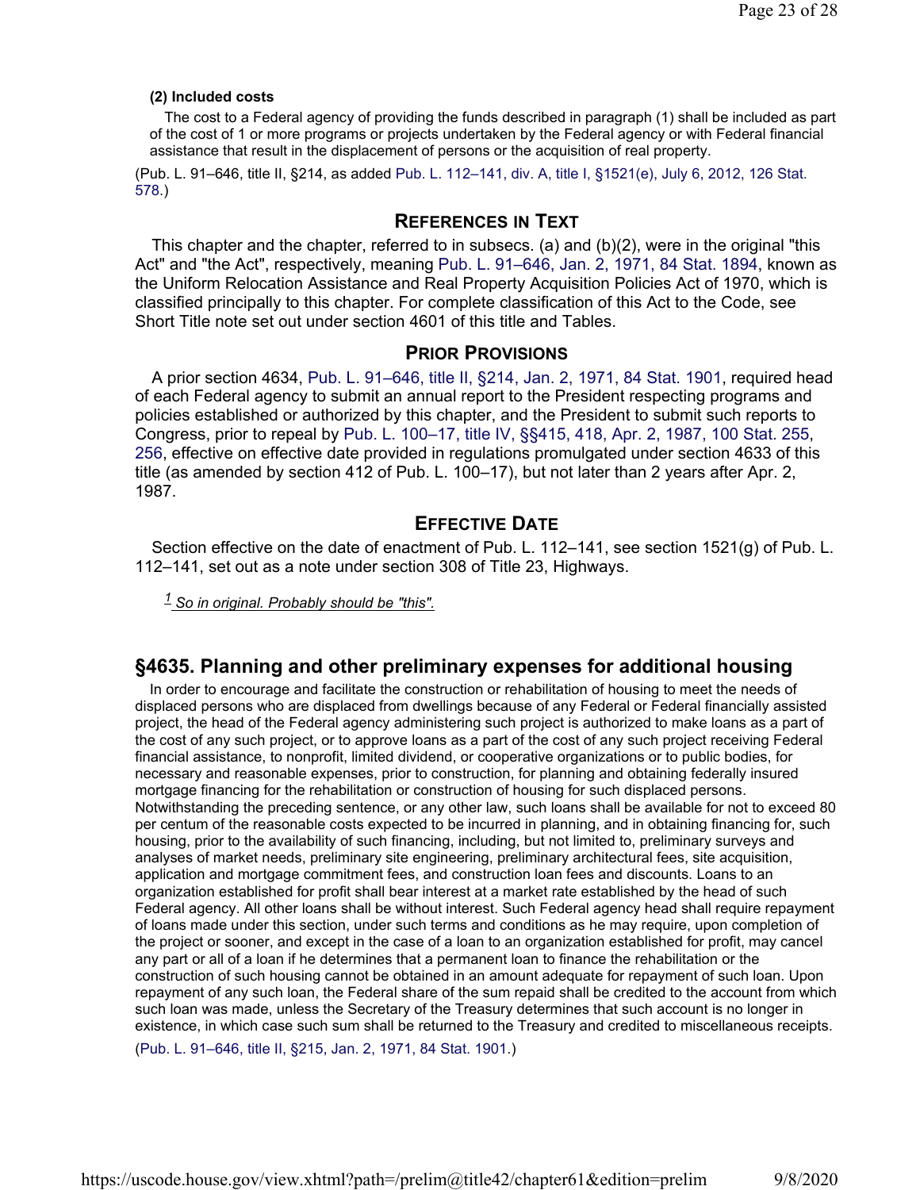**(2) Included costs**

The cost to a Federal agency of providing the funds described in paragraph (1) shall be included as part of the cost of 1 or more programs or projects undertaken by the Federal agency or with Federal financial assistance that result in the displacement of persons or the acquisition of real property.

(Pub. L. 91–646, title II, §214, as added Pub. L. 112–141, div. A, title I, §1521(e), July 6, 2012, 126 Stat. 578.)

### References in Text

This chapter and the chapter, referred to in subsecs. (a) and (b)(2), were in the original "this Act" and "the Act", respectively, meaning Pub. L. 91–646, Jan. 2, 1971, 84 Stat. 1894, known as the Uniform Relocation Assistance and Real Property Acquisition Policies Act of 1970, which is classified principally to this chapter. For complete classification of this Act to the Code, see Short Title note set out under section 4601 of this title and Tables.

### Prior Provisions

A prior section 4634, Pub. L. 91–646, title II, §214, Jan. 2, 1971, 84 Stat. 1901, required head of each Federal agency to submit an annual report to the President respecting programs and policies established or authorized by this chapter, and the President to submit such reports to Congress, prior to repeal by Pub. L. 100–17, title IV, §§415, 418, Apr. 2, 1987, 100 Stat. 255, 256, effective on effective date provided in regulations promulgated under section 4633 of this title (as amended by section 412 of Pub. L. 100–17), but not later than 2 years after Apr. 2, 1987.

### Effective Date

Section effective on the date of enactment of Pub. L. 112–141, see section 1521(g) of Pub. L. 112–141, set out as a note under section 308 of Title 23, Highways.

[1] *So in original. Probably should be "this".*

## §4635. Planning and other preliminary expenses for additional housing

In order to encourage and facilitate the construction or rehabilitation of housing to meet the needs of displaced persons who are displaced from dwellings because of any Federal or Federal financially assisted project, the head of the Federal agency administering such project is authorized to make loans as a part of the cost of any such project, or to approve loans as a part of the cost of any such project receiving Federal financial assistance, to nonprofit, limited dividend, or cooperative organizations or to public bodies, for necessary and reasonable expenses, prior to construction, for planning and obtaining federally insured mortgage financing for the rehabilitation or construction of housing for such displaced persons. Notwithstanding the preceding sentence, or any other law, such loans shall be available for not to exceed 80 per centum of the reasonable costs expected to be incurred in planning, and in obtaining financing for, such housing, prior to the availability of such financing, including, but not limited to, preliminary surveys and analyses of market needs, preliminary site engineering, preliminary architectural fees, site acquisition, application and mortgage commitment fees, and construction loan fees and discounts. Loans to an organization established for profit shall bear interest at a market rate established by the head of such Federal agency. All other loans shall be without interest. Such Federal agency head shall require repayment of loans made under this section, under such terms and conditions as he may require, upon completion of the project or sooner, and except in the case of a loan to an organization established for profit, may cancel any part or all of a loan if he determines that a permanent loan to finance the rehabilitation or the construction of such housing cannot be obtained in an amount adequate for repayment of such loan. Upon repayment of any such loan, the Federal share of the sum repaid shall be credited to the account from which such loan was made, unless the Secretary of the Treasury determines that such account is no longer in existence, in which case such sum shall be returned to the Treasury and credited to miscellaneous receipts.

(Pub. L. 91–646, title II, §215, Jan. 2, 1971, 84 Stat. 1901.)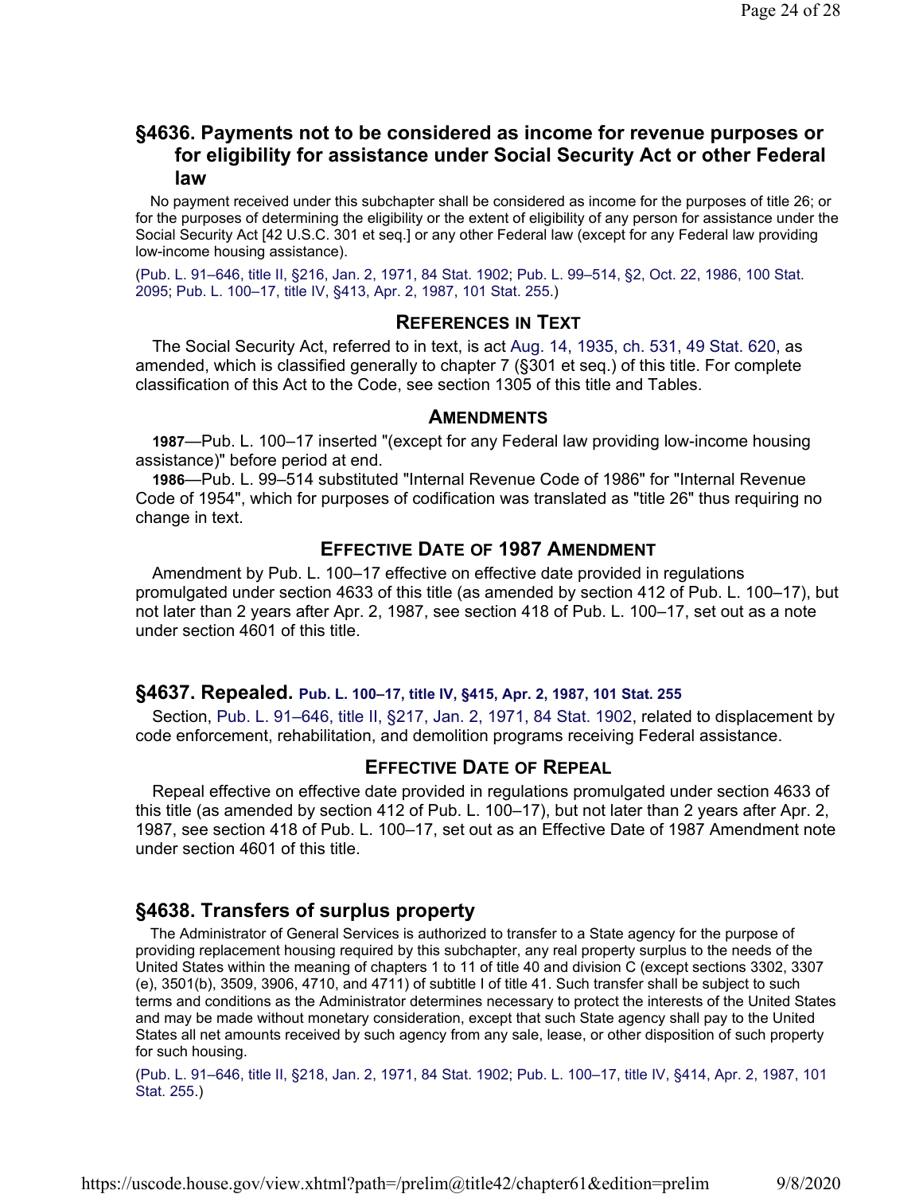## §4636. Payments not to be considered as income for revenue purposes or for eligibility for assistance under Social Security Act or other Federal law

No payment received under this subchapter shall be considered as income for the purposes of title 26; or for the purposes of determining the eligibility or the extent of eligibility of any person for assistance under the Social Security Act [42 U.S.C. 301 et seq.] or any other Federal law (except for any Federal law providing low-income housing assistance).

(Pub. L. 91–646, title II, §216, Jan. 2, 1971, 84 Stat. 1902; Pub. L. 99–514, §2, Oct. 22, 1986, 100 Stat. 2095; Pub. L. 100–17, title IV, §413, Apr. 2, 1987, 101 Stat. 255.)

### References in Text

The Social Security Act, referred to in text, is act Aug. 14, 1935, ch. 531, 49 Stat. 620, as amended, which is classified generally to chapter 7 (§301 et seq.) of this title. For complete classification of this Act to the Code, see section 1305 of this title and Tables.

### Amendments

**1987**—Pub. L. 100–17 inserted "(except for any Federal law providing low-income housing assistance)" before period at end.

**1986**—Pub. L. 99–514 substituted "Internal Revenue Code of 1986" for "Internal Revenue Code of 1954", which for purposes of codification was translated as "title 26" thus requiring no change in text.

### Effective Date of 1987 Amendment

Amendment by Pub. L. 100–17 effective on effective date provided in regulations promulgated under section 4633 of this title (as amended by section 412 of Pub. L. 100–17), but not later than 2 years after Apr. 2, 1987, see section 418 of Pub. L. 100–17, set out as a note under section 4601 of this title.

## §4637. Repealed. Pub. L. 100–17, title IV, §415, Apr. 2, 1987, 101 Stat. 255

Section, Pub. L. 91–646, title II, §217, Jan. 2, 1971, 84 Stat. 1902, related to displacement by code enforcement, rehabilitation, and demolition programs receiving Federal assistance.

### Effective Date of Repeal

Repeal effective on effective date provided in regulations promulgated under section 4633 of this title (as amended by section 412 of Pub. L. 100–17), but not later than 2 years after Apr. 2, 1987, see section 418 of Pub. L. 100–17, set out as an Effective Date of 1987 Amendment note under section 4601 of this title.

## §4638. Transfers of surplus property

The Administrator of General Services is authorized to transfer to a State agency for the purpose of providing replacement housing required by this subchapter, any real property surplus to the needs of the United States within the meaning of chapters 1 to 11 of title 40 and division C (except sections 3302, 3307 (e), 3501(b), 3509, 3906, 4710, and 4711) of subtitle I of title 41. Such transfer shall be subject to such terms and conditions as the Administrator determines necessary to protect the interests of the United States and may be made without monetary consideration, except that such State agency shall pay to the United States all net amounts received by such agency from any sale, lease, or other disposition of such property for such housing.

(Pub. L. 91–646, title II, §218, Jan. 2, 1971, 84 Stat. 1902; Pub. L. 100–17, title IV, §414, Apr. 2, 1987, 101 Stat. 255.)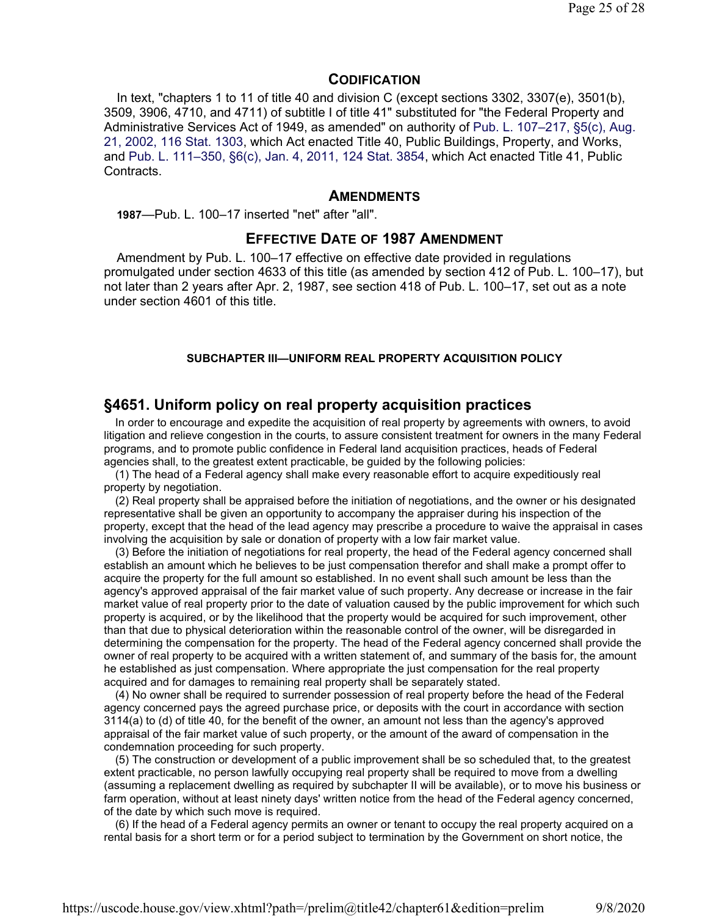## CODIFICATION

In text, "chapters 1 to 11 of title 40 and division C (except sections 3302, 3307(e), 3501(b), 3509, 3906, 4710, and 4711) of subtitle I of title 41" substituted for "the Federal Property and Administrative Services Act of 1949, as amended" on authority of Pub. L. 107–217, §5(c), Aug. 21, 2002, 116 Stat. 1303, which Act enacted Title 40, Public Buildings, Property, and Works, and Pub. L. 111–350, §6(c), Jan. 4, 2011, 124 Stat. 3854, which Act enacted Title 41, Public Contracts.

## AMENDMENTS

**1987**—Pub. L. 100–17 inserted "net" after "all".

## EFFECTIVE DATE OF 1987 AMENDMENT

Amendment by Pub. L. 100–17 effective on effective date provided in regulations promulgated under section 4633 of this title (as amended by section 412 of Pub. L. 100–17), but not later than 2 years after Apr. 2, 1987, see section 418 of Pub. L. 100–17, set out as a note under section 4601 of this title.

#### SUBCHAPTER III—UNIFORM REAL PROPERTY ACQUISITION POLICY

## §4651. Uniform policy on real property acquisition practices

In order to encourage and expedite the acquisition of real property by agreements with owners, to avoid litigation and relieve congestion in the courts, to assure consistent treatment for owners in the many Federal programs, and to promote public confidence in Federal land acquisition practices, heads of Federal agencies shall, to the greatest extent practicable, be guided by the following policies:

(1) The head of a Federal agency shall make every reasonable effort to acquire expeditiously real property by negotiation.

(2) Real property shall be appraised before the initiation of negotiations, and the owner or his designated representative shall be given an opportunity to accompany the appraiser during his inspection of the property, except that the head of the lead agency may prescribe a procedure to waive the appraisal in cases involving the acquisition by sale or donation of property with a low fair market value.

(3) Before the initiation of negotiations for real property, the head of the Federal agency concerned shall establish an amount which he believes to be just compensation therefor and shall make a prompt offer to acquire the property for the full amount so established. In no event shall such amount be less than the agency's approved appraisal of the fair market value of such property. Any decrease or increase in the fair market value of real property prior to the date of valuation caused by the public improvement for which such property is acquired, or by the likelihood that the property would be acquired for such improvement, other than that due to physical deterioration within the reasonable control of the owner, will be disregarded in determining the compensation for the property. The head of the Federal agency concerned shall provide the owner of real property to be acquired with a written statement of, and summary of the basis for, the amount he established as just compensation. Where appropriate the just compensation for the real property acquired and for damages to remaining real property shall be separately stated.

(4) No owner shall be required to surrender possession of real property before the head of the Federal agency concerned pays the agreed purchase price, or deposits with the court in accordance with section 3114(a) to (d) of title 40, for the benefit of the owner, an amount not less than the agency's approved appraisal of the fair market value of such property, or the amount of the award of compensation in the condemnation proceeding for such property.

(5) The construction or development of a public improvement shall be so scheduled that, to the greatest extent practicable, no person lawfully occupying real property shall be required to move from a dwelling (assuming a replacement dwelling as required by subchapter II will be available), or to move his business or farm operation, without at least ninety days' written notice from the head of the Federal agency concerned, of the date by which such move is required.

(6) If the head of a Federal agency permits an owner or tenant to occupy the real property acquired on a rental basis for a short term or for a period subject to termination by the Government on short notice, the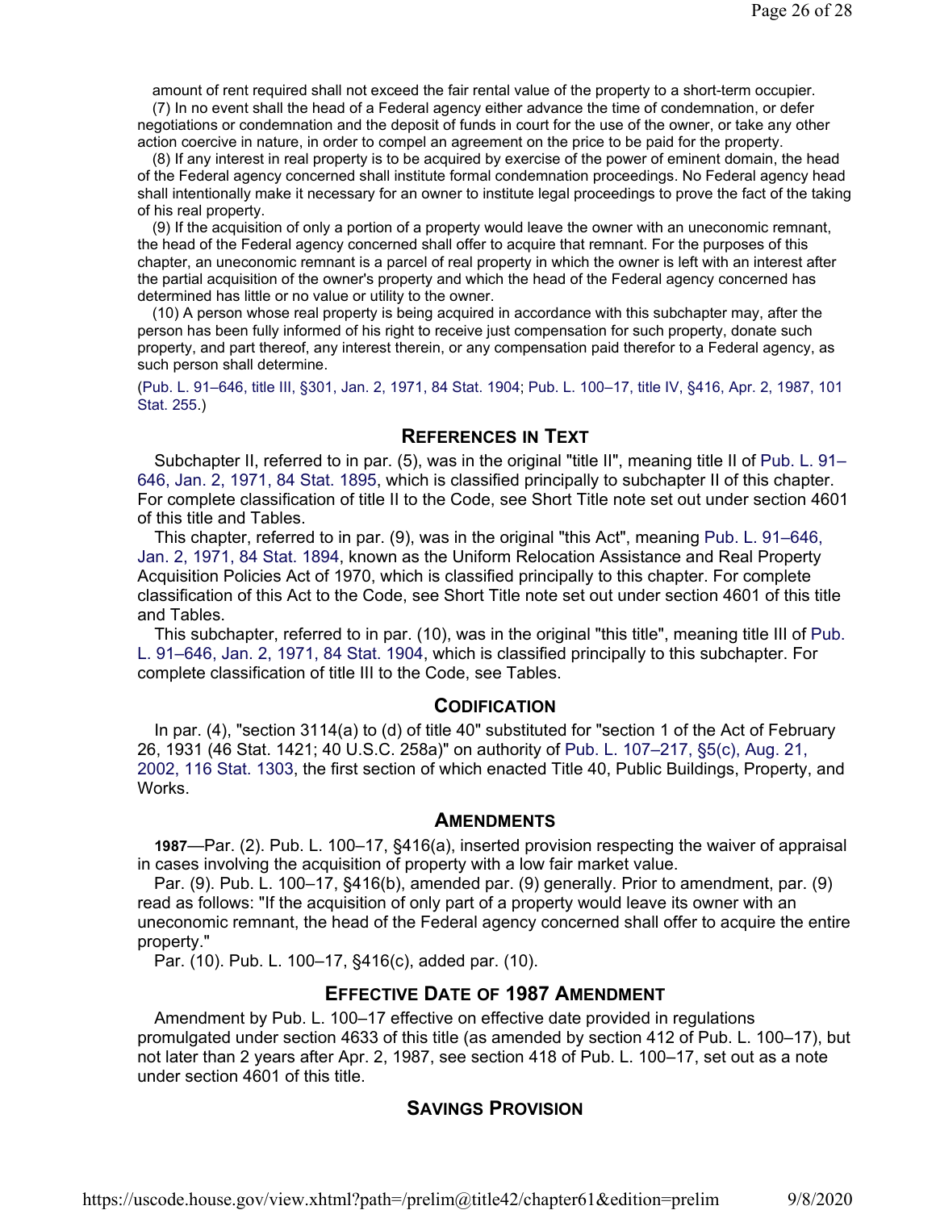amount of rent required shall not exceed the fair rental value of the property to a short-term occupier.

(7) In no event shall the head of a Federal agency either advance the time of condemnation, or defer negotiations or condemnation and the deposit of funds in court for the use of the owner, or take any other action coercive in nature, in order to compel an agreement on the price to be paid for the property.

(8) If any interest in real property is to be acquired by exercise of the power of eminent domain, the head of the Federal agency concerned shall institute formal condemnation proceedings. No Federal agency head shall intentionally make it necessary for an owner to institute legal proceedings to prove the fact of the taking of his real property.

(9) If the acquisition of only a portion of a property would leave the owner with an uneconomic remnant, the head of the Federal agency concerned shall offer to acquire that remnant. For the purposes of this chapter, an uneconomic remnant is a parcel of real property in which the owner is left with an interest after the partial acquisition of the owner's property and which the head of the Federal agency concerned has determined has little or no value or utility to the owner.

(10) A person whose real property is being acquired in accordance with this subchapter may, after the person has been fully informed of his right to receive just compensation for such property, donate such property, and part thereof, any interest therein, or any compensation paid therefor to a Federal agency, as such person shall determine.

(Pub. L. 91–646, title III, §301, Jan. 2, 1971, 84 Stat. 1904; Pub. L. 100–17, title IV, §416, Apr. 2, 1987, 101 Stat. 255.)

## References in Text

Subchapter II, referred to in par. (5), was in the original "title II", meaning title II of Pub. L. 91–646, Jan. 2, 1971, 84 Stat. 1895, which is classified principally to subchapter II of this chapter. For complete classification of title II to the Code, see Short Title note set out under section 4601 of this title and Tables.

This chapter, referred to in par. (9), was in the original "this Act", meaning Pub. L. 91–646, Jan. 2, 1971, 84 Stat. 1894, known as the Uniform Relocation Assistance and Real Property Acquisition Policies Act of 1970, which is classified principally to this chapter. For complete classification of this Act to the Code, see Short Title note set out under section 4601 of this title and Tables.

This subchapter, referred to in par. (10), was in the original "this title", meaning title III of Pub. L. 91–646, Jan. 2, 1971, 84 Stat. 1904, which is classified principally to this subchapter. For complete classification of title III to the Code, see Tables.

## Codification

In par. (4), "section 3114(a) to (d) of title 40" substituted for "section 1 of the Act of February 26, 1931 (46 Stat. 1421; 40 U.S.C. 258a)" on authority of Pub. L. 107–217, §5(c), Aug. 21, 2002, 116 Stat. 1303, the first section of which enacted Title 40, Public Buildings, Property, and Works.

## Amendments

**1987**—Par. (2). Pub. L. 100–17, §416(a), inserted provision respecting the waiver of appraisal in cases involving the acquisition of property with a low fair market value.

Par. (9). Pub. L. 100–17, §416(b), amended par. (9) generally. Prior to amendment, par. (9) read as follows: "If the acquisition of only part of a property would leave its owner with an uneconomic remnant, the head of the Federal agency concerned shall offer to acquire the entire property."

Par. (10). Pub. L. 100–17, §416(c), added par. (10).

## Effective Date of 1987 Amendment

Amendment by Pub. L. 100–17 effective on effective date provided in regulations promulgated under section 4633 of this title (as amended by section 412 of Pub. L. 100–17), but not later than 2 years after Apr. 2, 1987, see section 418 of Pub. L. 100–17, set out as a note under section 4601 of this title.

## Savings Provision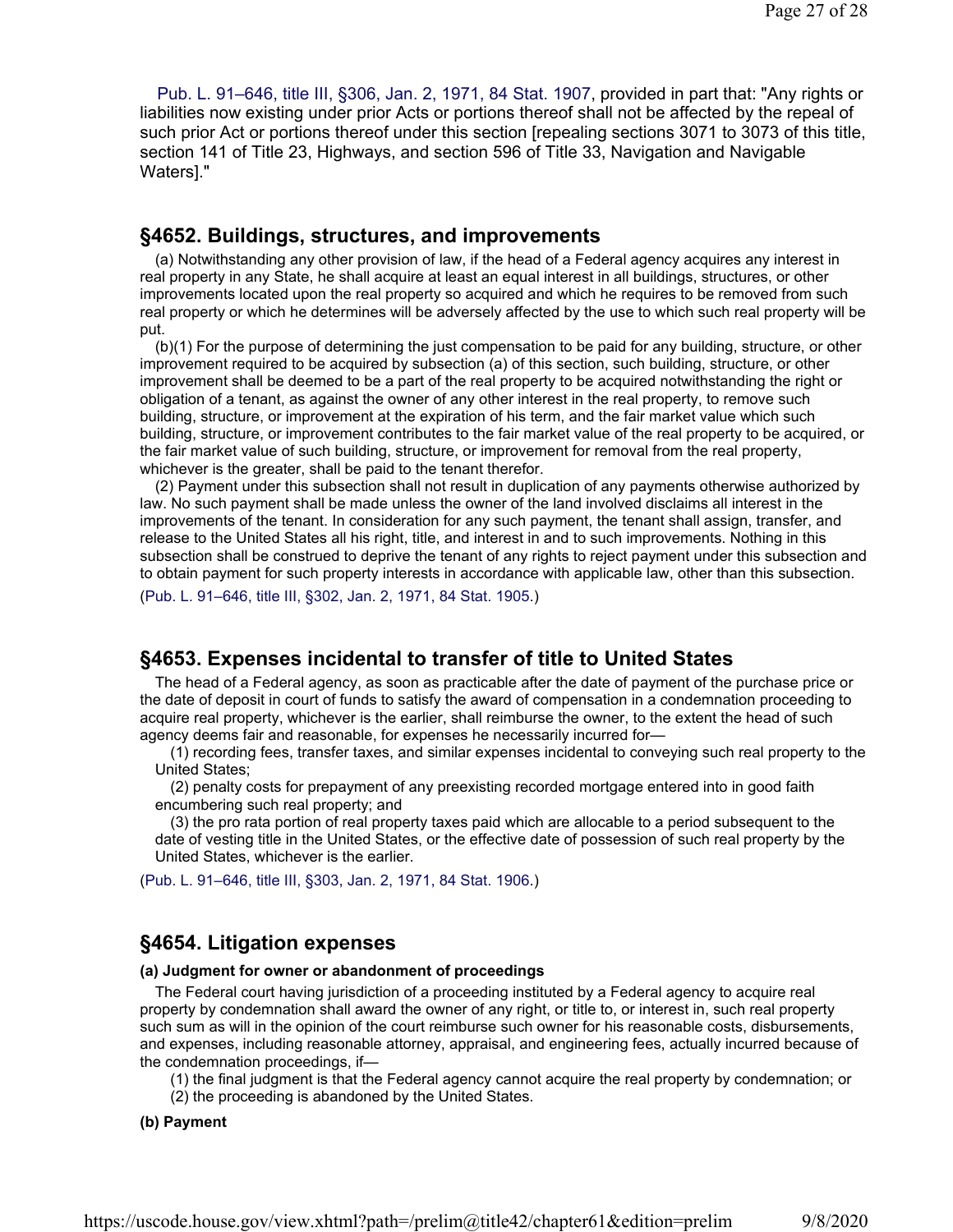Pub. L. 91–646, title III, §306, Jan. 2, 1971, 84 Stat. 1907, provided in part that: "Any rights or liabilities now existing under prior Acts or portions thereof shall not be affected by the repeal of such prior Act or portions thereof under this section [repealing sections 3071 to 3073 of this title, section 141 of Title 23, Highways, and section 596 of Title 33, Navigation and Navigable Waters]."

## §4652. Buildings, structures, and improvements

(a) Notwithstanding any other provision of law, if the head of a Federal agency acquires any interest in real property in any State, he shall acquire at least an equal interest in all buildings, structures, or other improvements located upon the real property so acquired and which he requires to be removed from such real property or which he determines will be adversely affected by the use to which such real property will be put.

(b)(1) For the purpose of determining the just compensation to be paid for any building, structure, or other improvement required to be acquired by subsection (a) of this section, such building, structure, or other improvement shall be deemed to be a part of the real property to be acquired notwithstanding the right or obligation of a tenant, as against the owner of any other interest in the real property, to remove such building, structure, or improvement at the expiration of his term, and the fair market value which such building, structure, or improvement contributes to the fair market value of the real property to be acquired, or the fair market value of such building, structure, or improvement for removal from the real property, whichever is the greater, shall be paid to the tenant therefor.

(2) Payment under this subsection shall not result in duplication of any payments otherwise authorized by law. No such payment shall be made unless the owner of the land involved disclaims all interest in the improvements of the tenant. In consideration for any such payment, the tenant shall assign, transfer, and release to the United States all his right, title, and interest in and to such improvements. Nothing in this subsection shall be construed to deprive the tenant of any rights to reject payment under this subsection and to obtain payment for such property interests in accordance with applicable law, other than this subsection.

(Pub. L. 91–646, title III, §302, Jan. 2, 1971, 84 Stat. 1905.)

## §4653. Expenses incidental to transfer of title to United States

The head of a Federal agency, as soon as practicable after the date of payment of the purchase price or the date of deposit in court of funds to satisfy the award of compensation in a condemnation proceeding to acquire real property, whichever is the earlier, shall reimburse the owner, to the extent the head of such agency deems fair and reasonable, for expenses he necessarily incurred for—

(1) recording fees, transfer taxes, and similar expenses incidental to conveying such real property to the United States;

(2) penalty costs for prepayment of any preexisting recorded mortgage entered into in good faith encumbering such real property; and

(3) the pro rata portion of real property taxes paid which are allocable to a period subsequent to the date of vesting title in the United States, or the effective date of possession of such real property by the United States, whichever is the earlier.

(Pub. L. 91–646, title III, §303, Jan. 2, 1971, 84 Stat. 1906.)

## §4654. Litigation expenses

#### (a) Judgment for owner or abandonment of proceedings

The Federal court having jurisdiction of a proceeding instituted by a Federal agency to acquire real property by condemnation shall award the owner of any right, or title to, or interest in, such real property such sum as will in the opinion of the court reimburse such owner for his reasonable costs, disbursements, and expenses, including reasonable attorney, appraisal, and engineering fees, actually incurred because of the condemnation proceedings, if—

(1) the final judgment is that the Federal agency cannot acquire the real property by condemnation; or

(2) the proceeding is abandoned by the United States.

#### (b) Payment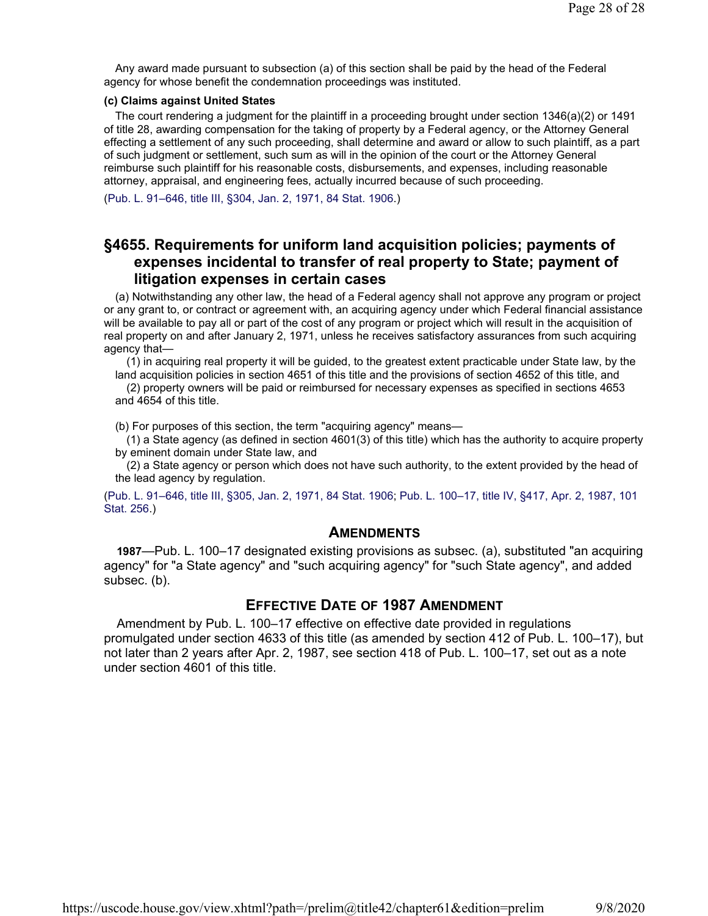Any award made pursuant to subsection (a) of this section shall be paid by the head of the Federal agency for whose benefit the condemnation proceedings was instituted.

**(c) Claims against United States**

The court rendering a judgment for the plaintiff in a proceeding brought under section 1346(a)(2) or 1491 of title 28, awarding compensation for the taking of property by a Federal agency, or the Attorney General effecting a settlement of any such proceeding, shall determine and award or allow to such plaintiff, as a part of such judgment or settlement, such sum as will in the opinion of the court or the Attorney General reimburse such plaintiff for his reasonable costs, disbursements, and expenses, including reasonable attorney, appraisal, and engineering fees, actually incurred because of such proceeding.

(Pub. L. 91–646, title III, §304, Jan. 2, 1971, 84 Stat. 1906.)

## §4655. Requirements for uniform land acquisition policies; payments of expenses incidental to transfer of real property to State; payment of litigation expenses in certain cases

(a) Notwithstanding any other law, the head of a Federal agency shall not approve any program or project or any grant to, or contract or agreement with, an acquiring agency under which Federal financial assistance will be available to pay all or part of the cost of any program or project which will result in the acquisition of real property on and after January 2, 1971, unless he receives satisfactory assurances from such acquiring agency that—

(1) in acquiring real property it will be guided, to the greatest extent practicable under State law, by the land acquisition policies in section 4651 of this title and the provisions of section 4652 of this title, and

(2) property owners will be paid or reimbursed for necessary expenses as specified in sections 4653 and 4654 of this title.

(b) For purposes of this section, the term "acquiring agency" means—

(1) a State agency (as defined in section 4601(3) of this title) which has the authority to acquire property by eminent domain under State law, and

(2) a State agency or person which does not have such authority, to the extent provided by the head of the lead agency by regulation.

(Pub. L. 91–646, title III, §305, Jan. 2, 1971, 84 Stat. 1906; Pub. L. 100–17, title IV, §417, Apr. 2, 1987, 101 Stat. 256.)

### Amendments

**1987**—Pub. L. 100–17 designated existing provisions as subsec. (a), substituted "an acquiring agency" for "a State agency" and "such acquiring agency" for "such State agency", and added subsec. (b).

### Effective Date of 1987 Amendment

Amendment by Pub. L. 100–17 effective on effective date provided in regulations promulgated under section 4633 of this title (as amended by section 412 of Pub. L. 100–17), but not later than 2 years after Apr. 2, 1987, see section 418 of Pub. L. 100–17, set out as a note under section 4601 of this title.